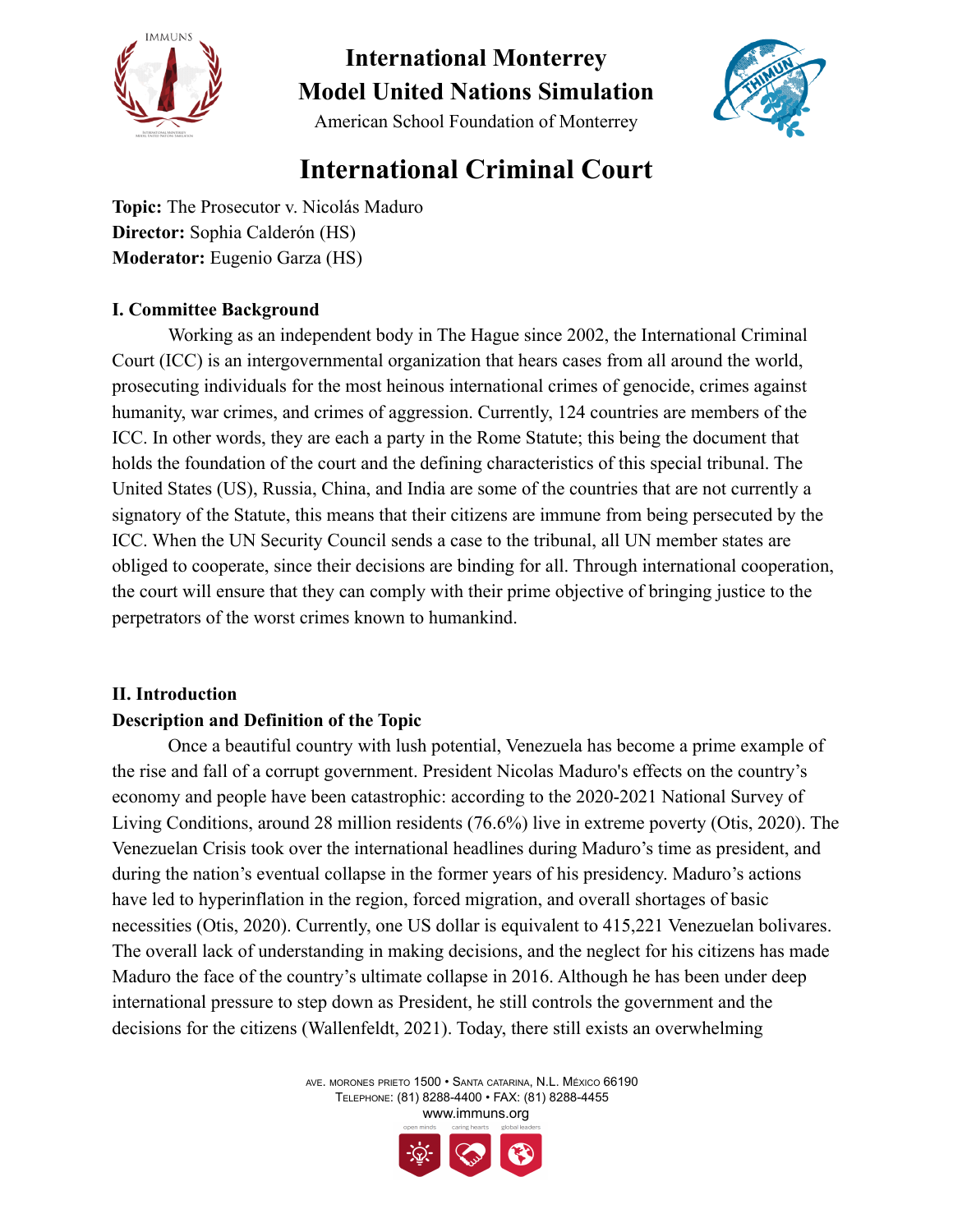# International Monterrey Model United Nations Simulation

American School Foundation of Monterrey

## International Criminal Court

**Topic:** The Prosecutor v. Nicolás Maduro
**Director:** Sophia Calderón (HS)
**Moderator:** Eugenio Garza (HS)

### I. Committee Background

Working as an independent body in The Hague since 2002, the International Criminal Court (ICC) is an intergovernmental organization that hears cases from all around the world, prosecuting individuals for the most heinous international crimes of genocide, crimes against humanity, war crimes, and crimes of aggression. Currently, 124 countries are members of the ICC. In other words, they are each a party in the Rome Statute; this being the document that holds the foundation of the court and the defining characteristics of this special tribunal. The United States (US), Russia, China, and India are some of the countries that are not currently a signatory of the Statute, this means that their citizens are immune from being persecuted by the ICC. When the UN Security Council sends a case to the tribunal, all UN member states are obliged to cooperate, since their decisions are binding for all. Through international cooperation, the court will ensure that they can comply with their prime objective of bringing justice to the perpetrators of the worst crimes known to humankind.

### II. Introduction

**Description and Definition of the Topic**

Once a beautiful country with lush potential, Venezuela has become a prime example of the rise and fall of a corrupt government. President Nicolas Maduro's effects on the country's economy and people have been catastrophic: according to the 2020-2021 National Survey of Living Conditions, around 28 million residents (76.6%) live in extreme poverty (Otis, 2020). The Venezuelan Crisis took over the international headlines during Maduro's time as president, and during the nation's eventual collapse in the former years of his presidency. Maduro's actions have led to hyperinflation in the region, forced migration, and overall shortages of basic necessities (Otis, 2020). Currently, one US dollar is equivalent to 415,221 Venezuelan bolivares. The overall lack of understanding in making decisions, and the neglect for his citizens has made Maduro the face of the country's ultimate collapse in 2016. Although he has been under deep international pressure to step down as President, he still controls the government and the decisions for the citizens (Wallenfeldt, 2021). Today, there still exists an overwhelming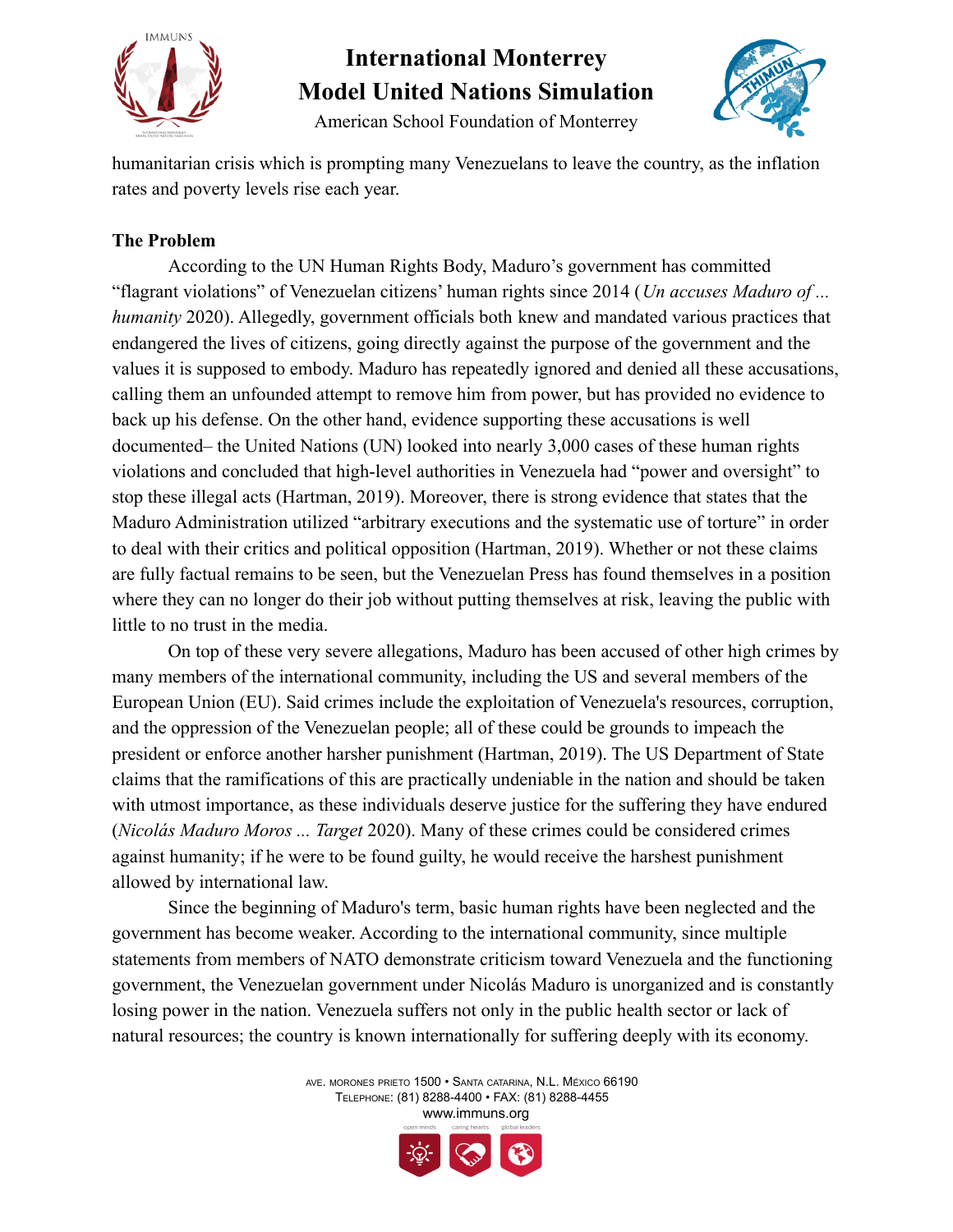humanitarian crisis which is prompting many Venezuelans to leave the country, as the inflation rates and poverty levels rise each year.

**The Problem**

According to the UN Human Rights Body, Maduro's government has committed "flagrant violations" of Venezuelan citizens' human rights since 2014 ( *Un accuses Maduro of ... humanity* 2020). Allegedly, government officials both knew and mandated various practices that endangered the lives of citizens, going directly against the purpose of the government and the values it is supposed to embody. Maduro has repeatedly ignored and denied all these accusations, calling them an unfounded attempt to remove him from power, but has provided no evidence to back up his defense. On the other hand, evidence supporting these accusations is well documented– the United Nations (UN) looked into nearly 3,000 cases of these human rights violations and concluded that high-level authorities in Venezuela had "power and oversight" to stop these illegal acts (Hartman, 2019). Moreover, there is strong evidence that states that the Maduro Administration utilized "arbitrary executions and the systematic use of torture" in order to deal with their critics and political opposition (Hartman, 2019). Whether or not these claims are fully factual remains to be seen, but the Venezuelan Press has found themselves in a position where they can no longer do their job without putting themselves at risk, leaving the public with little to no trust in the media.

On top of these very severe allegations, Maduro has been accused of other high crimes by many members of the international community, including the US and several members of the European Union (EU). Said crimes include the exploitation of Venezuela's resources, corruption, and the oppression of the Venezuelan people; all of these could be grounds to impeach the president or enforce another harsher punishment (Hartman, 2019). The US Department of State claims that the ramifications of this are practically undeniable in the nation and should be taken with utmost importance, as these individuals deserve justice for the suffering they have endured (*Nicolás Maduro Moros ... Target* 2020). Many of these crimes could be considered crimes against humanity; if he were to be found guilty, he would receive the harshest punishment allowed by international law.

Since the beginning of Maduro's term, basic human rights have been neglected and the government has become weaker. According to the international community, since multiple statements from members of NATO demonstrate criticism toward Venezuela and the functioning government, the Venezuelan government under Nicolás Maduro is unorganized and is constantly losing power in the nation. Venezuela suffers not only in the public health sector or lack of natural resources; the country is known internationally for suffering deeply with its economy.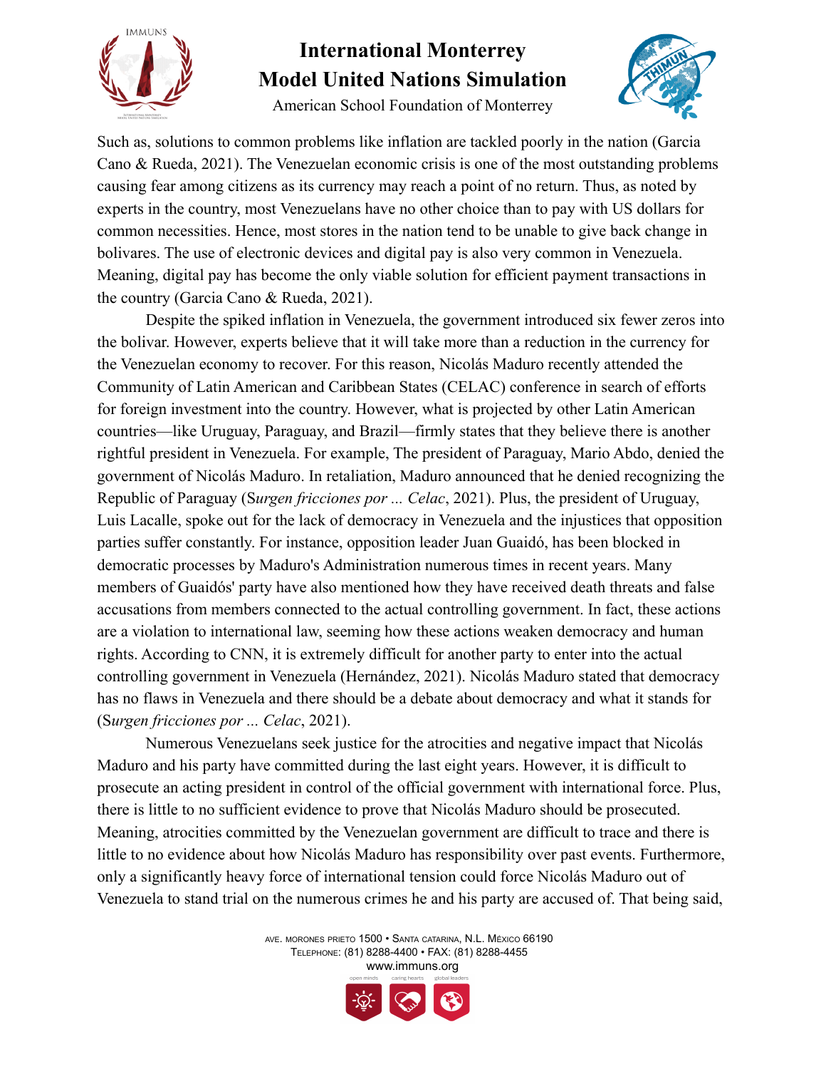Such as, solutions to common problems like inflation are tackled poorly in the nation (Garcia Cano & Rueda, 2021). The Venezuelan economic crisis is one of the most outstanding problems causing fear among citizens as its currency may reach a point of no return. Thus, as noted by experts in the country, most Venezuelans have no other choice than to pay with US dollars for common necessities. Hence, most stores in the nation tend to be unable to give back change in bolivares. The use of electronic devices and digital pay is also very common in Venezuela. Meaning, digital pay has become the only viable solution for efficient payment transactions in the country (Garcia Cano & Rueda, 2021).

Despite the spiked inflation in Venezuela, the government introduced six fewer zeros into the bolivar. However, experts believe that it will take more than a reduction in the currency for the Venezuelan economy to recover. For this reason, Nicolás Maduro recently attended the Community of Latin American and Caribbean States (CELAC) conference in search of efforts for foreign investment into the country. However, what is projected by other Latin American countries—like Uruguay, Paraguay, and Brazil—firmly states that they believe there is another rightful president in Venezuela. For example, The president of Paraguay, Mario Abdo, denied the government of Nicolás Maduro. In retaliation, Maduro announced that he denied recognizing the Republic of Paraguay (S*urgen fricciones por ... Celac*, 2021). Plus, the president of Uruguay, Luis Lacalle, spoke out for the lack of democracy in Venezuela and the injustices that opposition parties suffer constantly. For instance, opposition leader Juan Guaidó, has been blocked in democratic processes by Maduro's Administration numerous times in recent years. Many members of Guaidós' party have also mentioned how they have received death threats and false accusations from members connected to the actual controlling government. In fact, these actions are a violation to international law, seeming how these actions weaken democracy and human rights. According to CNN, it is extremely difficult for another party to enter into the actual controlling government in Venezuela (Hernández, 2021). Nicolás Maduro stated that democracy has no flaws in Venezuela and there should be a debate about democracy and what it stands for (S*urgen fricciones por ... Celac*, 2021).

Numerous Venezuelans seek justice for the atrocities and negative impact that Nicolás Maduro and his party have committed during the last eight years. However, it is difficult to prosecute an acting president in control of the official government with international force. Plus, there is little to no sufficient evidence to prove that Nicolás Maduro should be prosecuted. Meaning, atrocities committed by the Venezuelan government are difficult to trace and there is little to no evidence about how Nicolás Maduro has responsibility over past events. Furthermore, only a significantly heavy force of international tension could force Nicolás Maduro out of Venezuela to stand trial on the numerous crimes he and his party are accused of. That being said,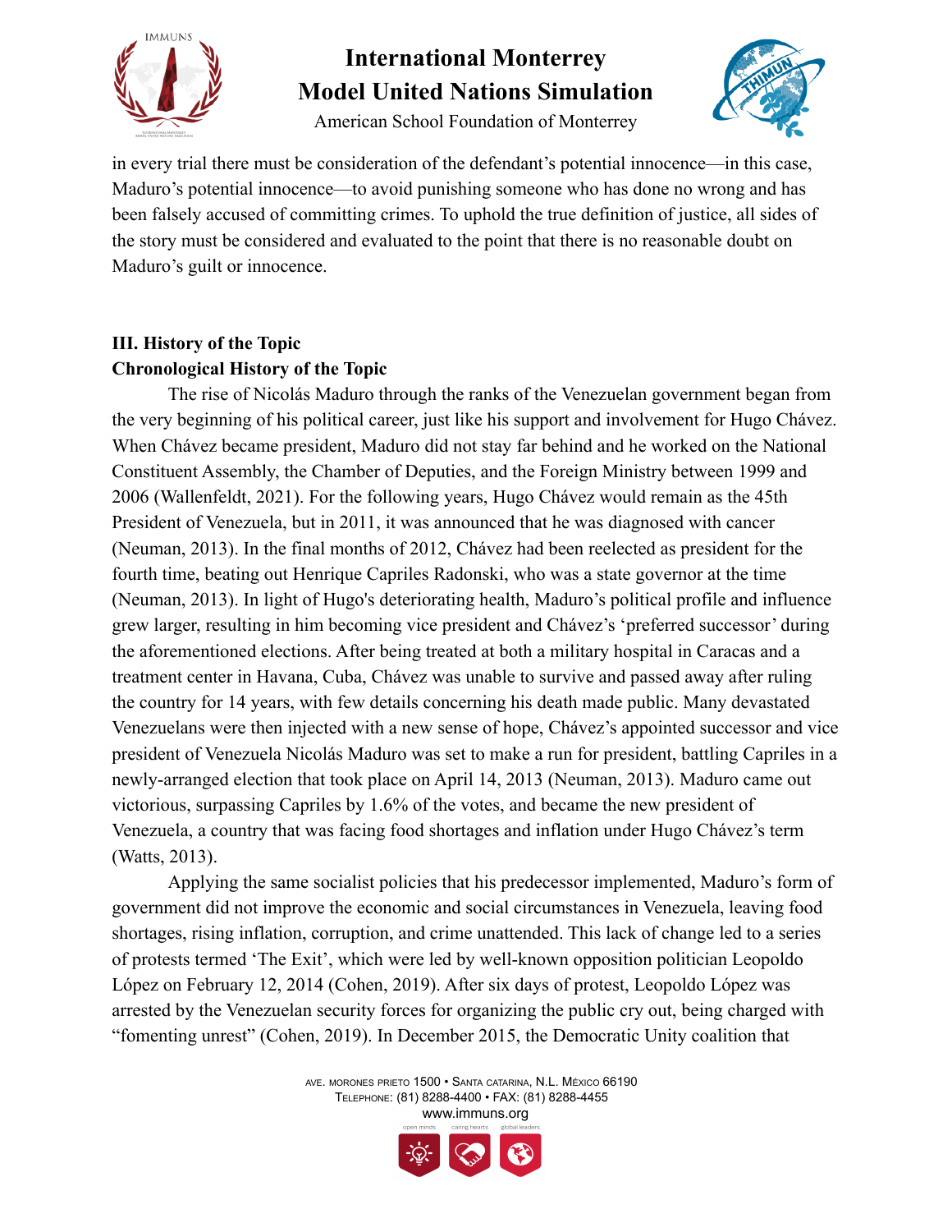in every trial there must be consideration of the defendant's potential innocence—in this case, Maduro's potential innocence—to avoid punishing someone who has done no wrong and has been falsely accused of committing crimes. To uphold the true definition of justice, all sides of the story must be considered and evaluated to the point that there is no reasonable doubt on Maduro's guilt or innocence.

## III. History of the Topic

### Chronological History of the Topic

The rise of Nicolás Maduro through the ranks of the Venezuelan government began from the very beginning of his political career, just like his support and involvement for Hugo Chávez. When Chávez became president, Maduro did not stay far behind and he worked on the National Constituent Assembly, the Chamber of Deputies, and the Foreign Ministry between 1999 and 2006 (Wallenfeldt, 2021). For the following years, Hugo Chávez would remain as the 45th President of Venezuela, but in 2011, it was announced that he was diagnosed with cancer (Neuman, 2013). In the final months of 2012, Chávez had been reelected as president for the fourth time, beating out Henrique Capriles Radonski, who was a state governor at the time (Neuman, 2013). In light of Hugo's deteriorating health, Maduro's political profile and influence grew larger, resulting in him becoming vice president and Chávez's 'preferred successor' during the aforementioned elections. After being treated at both a military hospital in Caracas and a treatment center in Havana, Cuba, Chávez was unable to survive and passed away after ruling the country for 14 years, with few details concerning his death made public. Many devastated Venezuelans were then injected with a new sense of hope, Chávez's appointed successor and vice president of Venezuela Nicolás Maduro was set to make a run for president, battling Capriles in a newly-arranged election that took place on April 14, 2013 (Neuman, 2013). Maduro came out victorious, surpassing Capriles by 1.6% of the votes, and became the new president of Venezuela, a country that was facing food shortages and inflation under Hugo Chávez's term (Watts, 2013).

Applying the same socialist policies that his predecessor implemented, Maduro's form of government did not improve the economic and social circumstances in Venezuela, leaving food shortages, rising inflation, corruption, and crime unattended. This lack of change led to a series of protests termed 'The Exit', which were led by well-known opposition politician Leopoldo López on February 12, 2014 (Cohen, 2019). After six days of protest, Leopoldo López was arrested by the Venezuelan security forces for organizing the public cry out, being charged with "fomenting unrest" (Cohen, 2019). In December 2015, the Democratic Unity coalition that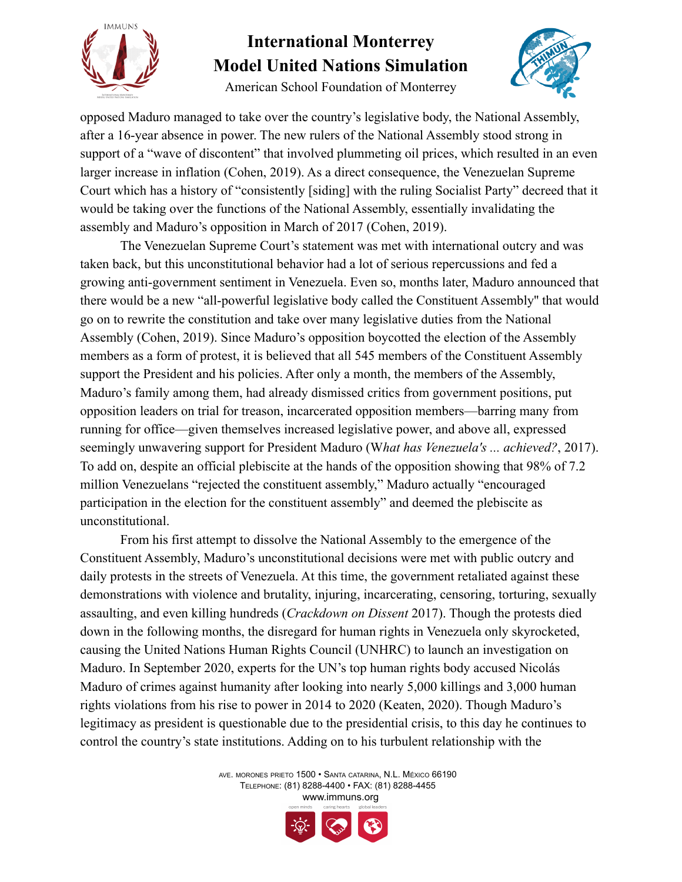opposed Maduro managed to take over the country's legislative body, the National Assembly, after a 16-year absence in power. The new rulers of the National Assembly stood strong in support of a "wave of discontent" that involved plummeting oil prices, which resulted in an even larger increase in inflation (Cohen, 2019). As a direct consequence, the Venezuelan Supreme Court which has a history of "consistently [siding] with the ruling Socialist Party" decreed that it would be taking over the functions of the National Assembly, essentially invalidating the assembly and Maduro's opposition in March of 2017 (Cohen, 2019).

The Venezuelan Supreme Court's statement was met with international outcry and was taken back, but this unconstitutional behavior had a lot of serious repercussions and fed a growing anti-government sentiment in Venezuela. Even so, months later, Maduro announced that there would be a new "all-powerful legislative body called the Constituent Assembly" that would go on to rewrite the constitution and take over many legislative duties from the National Assembly (Cohen, 2019). Since Maduro's opposition boycotted the election of the Assembly members as a form of protest, it is believed that all 545 members of the Constituent Assembly support the President and his policies. After only a month, the members of the Assembly, Maduro's family among them, had already dismissed critics from government positions, put opposition leaders on trial for treason, incarcerated opposition members—barring many from running for office—given themselves increased legislative power, and above all, expressed seemingly unwavering support for President Maduro (W*hat has Venezuela's ... achieved?*, 2017). To add on, despite an official plebiscite at the hands of the opposition showing that 98% of 7.2 million Venezuelans "rejected the constituent assembly," Maduro actually "encouraged participation in the election for the constituent assembly" and deemed the plebiscite as unconstitutional.

From his first attempt to dissolve the National Assembly to the emergence of the Constituent Assembly, Maduro's unconstitutional decisions were met with public outcry and daily protests in the streets of Venezuela. At this time, the government retaliated against these demonstrations with violence and brutality, injuring, incarcerating, censoring, torturing, sexually assaulting, and even killing hundreds (*Crackdown on Dissent* 2017). Though the protests died down in the following months, the disregard for human rights in Venezuela only skyrocketed, causing the United Nations Human Rights Council (UNHRC) to launch an investigation on Maduro. In September 2020, experts for the UN's top human rights body accused Nicolás Maduro of crimes against humanity after looking into nearly 5,000 killings and 3,000 human rights violations from his rise to power in 2014 to 2020 (Keaten, 2020). Though Maduro's legitimacy as president is questionable due to the presidential crisis, to this day he continues to control the country's state institutions. Adding on to his turbulent relationship with the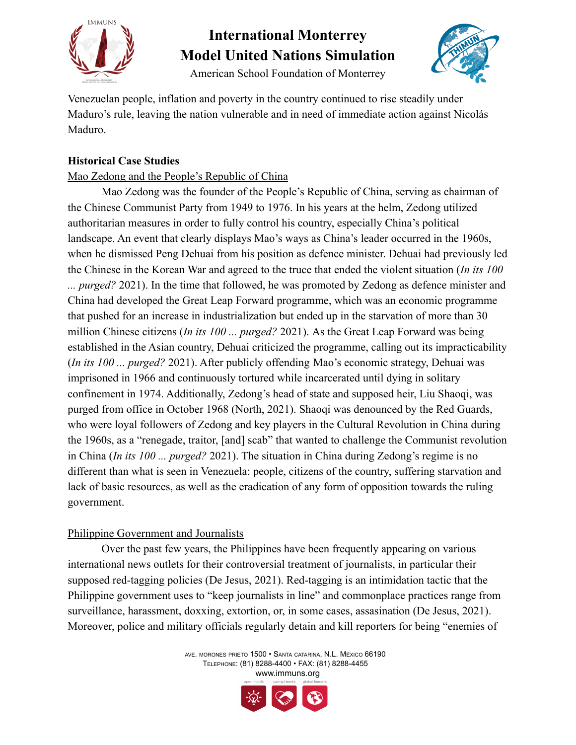Venezuelan people, inflation and poverty in the country continued to rise steadily under Maduro's rule, leaving the nation vulnerable and in need of immediate action against Nicolás Maduro.

**Historical Case Studies**

Mao Zedong and the People's Republic of China

Mao Zedong was the founder of the People's Republic of China, serving as chairman of the Chinese Communist Party from 1949 to 1976. In his years at the helm, Zedong utilized authoritarian measures in order to fully control his country, especially China's political landscape. An event that clearly displays Mao's ways as China's leader occurred in the 1960s, when he dismissed Peng Dehuai from his position as defence minister. Dehuai had previously led the Chinese in the Korean War and agreed to the truce that ended the violent situation (*In its 100 ... purged?* 2021). In the time that followed, he was promoted by Zedong as defence minister and China had developed the Great Leap Forward programme, which was an economic programme that pushed for an increase in industrialization but ended up in the starvation of more than 30 million Chinese citizens (*In its 100 ... purged?* 2021). As the Great Leap Forward was being established in the Asian country, Dehuai criticized the programme, calling out its impracticability (*In its 100 ... purged?* 2021). After publicly offending Mao's economic strategy, Dehuai was imprisoned in 1966 and continuously tortured while incarcerated until dying in solitary confinement in 1974. Additionally, Zedong's head of state and supposed heir, Liu Shaoqi, was purged from office in October 1968 (North, 2021). Shaoqi was denounced by the Red Guards, who were loyal followers of Zedong and key players in the Cultural Revolution in China during the 1960s, as a "renegade, traitor, [and] scab" that wanted to challenge the Communist revolution in China (*In its 100 ... purged?* 2021). The situation in China during Zedong's regime is no different than what is seen in Venezuela: people, citizens of the country, suffering starvation and lack of basic resources, as well as the eradication of any form of opposition towards the ruling government.

Philippine Government and Journalists

Over the past few years, the Philippines have been frequently appearing on various international news outlets for their controversial treatment of journalists, in particular their supposed red-tagging policies (De Jesus, 2021). Red-tagging is an intimidation tactic that the Philippine government uses to "keep journalists in line" and commonplace practices range from surveillance, harassment, doxxing, extortion, or, in some cases, assasination (De Jesus, 2021). Moreover, police and military officials regularly detain and kill reporters for being "enemies of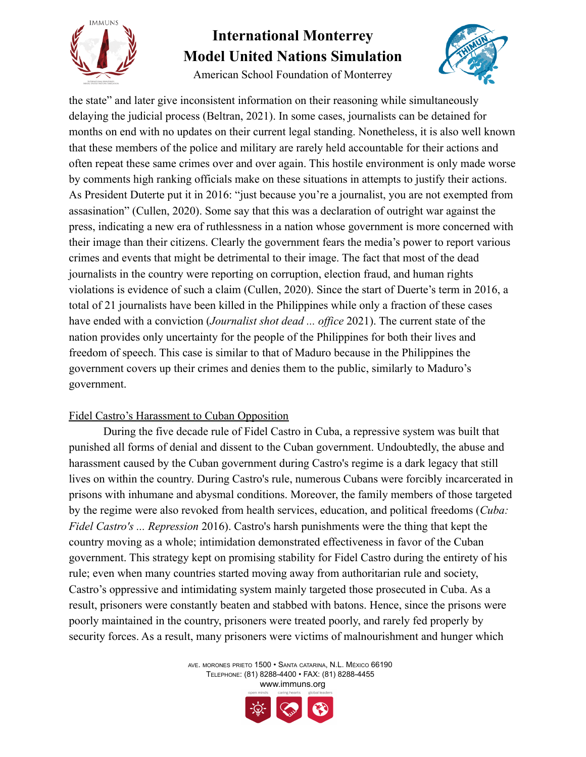the state" and later give inconsistent information on their reasoning while simultaneously delaying the judicial process (Beltran, 2021). In some cases, journalists can be detained for months on end with no updates on their current legal standing. Nonetheless, it is also well known that these members of the police and military are rarely held accountable for their actions and often repeat these same crimes over and over again. This hostile environment is only made worse by comments high ranking officials make on these situations in attempts to justify their actions. As President Duterte put it in 2016: "just because you're a journalist, you are not exempted from assasination" (Cullen, 2020). Some say that this was a declaration of outright war against the press, indicating a new era of ruthlessness in a nation whose government is more concerned with their image than their citizens. Clearly the government fears the media's power to report various crimes and events that might be detrimental to their image. The fact that most of the dead journalists in the country were reporting on corruption, election fraud, and human rights violations is evidence of such a claim (Cullen, 2020). Since the start of Duerte's term in 2016, a total of 21 journalists have been killed in the Philippines while only a fraction of these cases have ended with a conviction (*Journalist shot dead ... office* 2021). The current state of the nation provides only uncertainty for the people of the Philippines for both their lives and freedom of speech. This case is similar to that of Maduro because in the Philippines the government covers up their crimes and denies them to the public, similarly to Maduro's government.

<u>Fidel Castro's Harassment to Cuban Opposition</u>

During the five decade rule of Fidel Castro in Cuba, a repressive system was built that punished all forms of denial and dissent to the Cuban government. Undoubtedly, the abuse and harassment caused by the Cuban government during Castro's regime is a dark legacy that still lives on within the country. During Castro's rule, numerous Cubans were forcibly incarcerated in prisons with inhumane and abysmal conditions. Moreover, the family members of those targeted by the regime were also revoked from health services, education, and political freedoms (*Cuba: Fidel Castro's ... Repression* 2016). Castro's harsh punishments were the thing that kept the country moving as a whole; intimidation demonstrated effectiveness in favor of the Cuban government. This strategy kept on promising stability for Fidel Castro during the entirety of his rule; even when many countries started moving away from authoritarian rule and society, Castro's oppressive and intimidating system mainly targeted those prosecuted in Cuba. As a result, prisoners were constantly beaten and stabbed with batons. Hence, since the prisons were poorly maintained in the country, prisoners were treated poorly, and rarely fed properly by security forces. As a result, many prisoners were victims of malnourishment and hunger which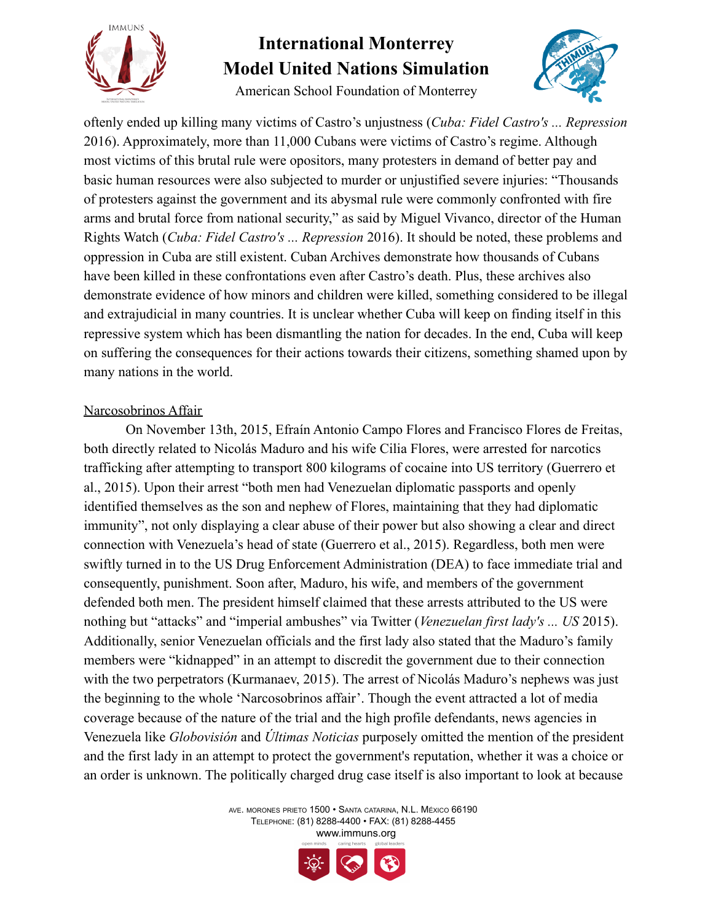oftenly ended up killing many victims of Castro's unjustness (*Cuba: Fidel Castro's ... Repression* 2016). Approximately, more than 11,000 Cubans were victims of Castro's regime. Although most victims of this brutal rule were opositors, many protesters in demand of better pay and basic human resources were also subjected to murder or unjustified severe injuries: "Thousands of protesters against the government and its abysmal rule were commonly confronted with fire arms and brutal force from national security," as said by Miguel Vivanco, director of the Human Rights Watch (*Cuba: Fidel Castro's ... Repression* 2016). It should be noted, these problems and oppression in Cuba are still existent. Cuban Archives demonstrate how thousands of Cubans have been killed in these confrontations even after Castro's death. Plus, these archives also demonstrate evidence of how minors and children were killed, something considered to be illegal and extrajudicial in many countries. It is unclear whether Cuba will keep on finding itself in this repressive system which has been dismantling the nation for decades. In the end, Cuba will keep on suffering the consequences for their actions towards their citizens, something shamed upon by many nations in the world.

## Narcosobrinos Affair

On November 13th, 2015, Efraín Antonio Campo Flores and Francisco Flores de Freitas, both directly related to Nicolás Maduro and his wife Cilia Flores, were arrested for narcotics trafficking after attempting to transport 800 kilograms of cocaine into US territory (Guerrero et al., 2015). Upon their arrest "both men had Venezuelan diplomatic passports and openly identified themselves as the son and nephew of Flores, maintaining that they had diplomatic immunity", not only displaying a clear abuse of their power but also showing a clear and direct connection with Venezuela's head of state (Guerrero et al., 2015). Regardless, both men were swiftly turned in to the US Drug Enforcement Administration (DEA) to face immediate trial and consequently, punishment. Soon after, Maduro, his wife, and members of the government defended both men. The president himself claimed that these arrests attributed to the US were nothing but "attacks" and "imperial ambushes" via Twitter (*Venezuelan first lady's ... US* 2015). Additionally, senior Venezuelan officials and the first lady also stated that the Maduro's family members were "kidnapped" in an attempt to discredit the government due to their connection with the two perpetrators (Kurmanaev, 2015). The arrest of Nicolás Maduro's nephews was just the beginning to the whole 'Narcosobrinos affair'. Though the event attracted a lot of media coverage because of the nature of the trial and the high profile defendants, news agencies in Venezuela like *Globovisión* and *Últimas Noticias* purposely omitted the mention of the president and the first lady in an attempt to protect the government's reputation, whether it was a choice or an order is unknown. The politically charged drug case itself is also important to look at because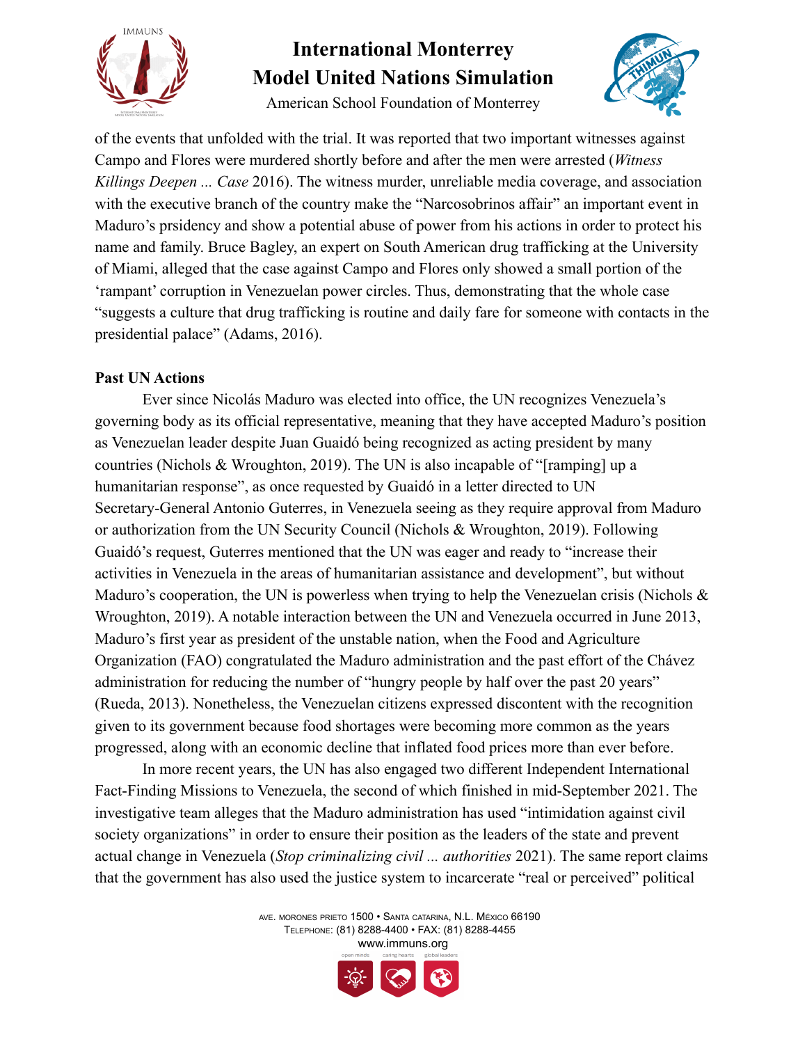of the events that unfolded with the trial. It was reported that two important witnesses against Campo and Flores were murdered shortly before and after the men were arrested (*Witness Killings Deepen ... Case* 2016). The witness murder, unreliable media coverage, and association with the executive branch of the country make the "Narcosobrinos affair" an important event in Maduro's prsidency and show a potential abuse of power from his actions in order to protect his name and family. Bruce Bagley, an expert on South American drug trafficking at the University of Miami, alleged that the case against Campo and Flores only showed a small portion of the 'rampant' corruption in Venezuelan power circles. Thus, demonstrating that the whole case "suggests a culture that drug trafficking is routine and daily fare for someone with contacts in the presidential palace" (Adams, 2016).

**Past UN Actions**

Ever since Nicolás Maduro was elected into office, the UN recognizes Venezuela's governing body as its official representative, meaning that they have accepted Maduro's position as Venezuelan leader despite Juan Guaidó being recognized as acting president by many countries (Nichols & Wroughton, 2019). The UN is also incapable of "[ramping] up a humanitarian response", as once requested by Guaidó in a letter directed to UN Secretary-General Antonio Guterres, in Venezuela seeing as they require approval from Maduro or authorization from the UN Security Council (Nichols & Wroughton, 2019). Following Guaidó's request, Guterres mentioned that the UN was eager and ready to "increase their activities in Venezuela in the areas of humanitarian assistance and development", but without Maduro's cooperation, the UN is powerless when trying to help the Venezuelan crisis (Nichols & Wroughton, 2019). A notable interaction between the UN and Venezuela occurred in June 2013, Maduro's first year as president of the unstable nation, when the Food and Agriculture Organization (FAO) congratulated the Maduro administration and the past effort of the Chávez administration for reducing the number of "hungry people by half over the past 20 years" (Rueda, 2013). Nonetheless, the Venezuelan citizens expressed discontent with the recognition given to its government because food shortages were becoming more common as the years progressed, along with an economic decline that inflated food prices more than ever before.

In more recent years, the UN has also engaged two different Independent International Fact-Finding Missions to Venezuela, the second of which finished in mid-September 2021. The investigative team alleges that the Maduro administration has used "intimidation against civil society organizations" in order to ensure their position as the leaders of the state and prevent actual change in Venezuela (*Stop criminalizing civil ... authorities* 2021). The same report claims that the government has also used the justice system to incarcerate "real or perceived" political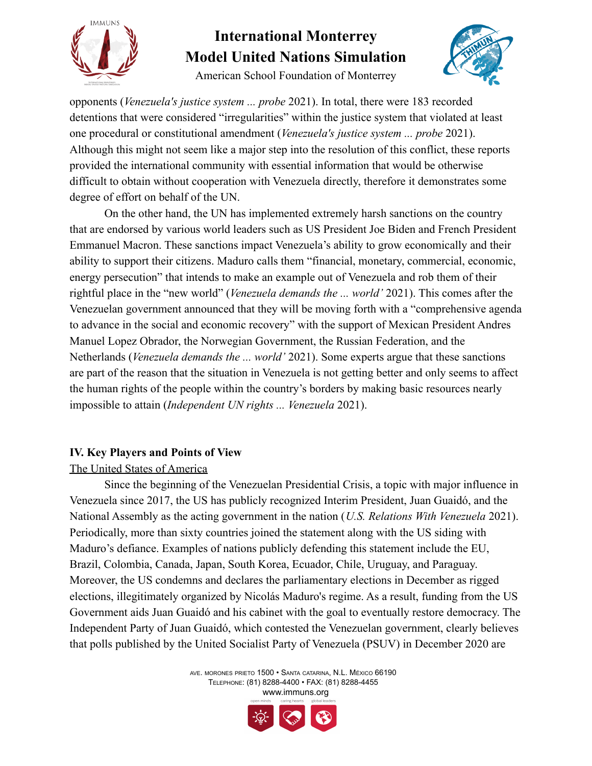opponents (*Venezuela's justice system ... probe* 2021). In total, there were 183 recorded detentions that were considered "irregularities" within the justice system that violated at least one procedural or constitutional amendment (*Venezuela's justice system ... probe* 2021). Although this might not seem like a major step into the resolution of this conflict, these reports provided the international community with essential information that would be otherwise difficult to obtain without cooperation with Venezuela directly, therefore it demonstrates some degree of effort on behalf of the UN.

On the other hand, the UN has implemented extremely harsh sanctions on the country that are endorsed by various world leaders such as US President Joe Biden and French President Emmanuel Macron. These sanctions impact Venezuela's ability to grow economically and their ability to support their citizens. Maduro calls them "financial, monetary, commercial, economic, energy persecution" that intends to make an example out of Venezuela and rob them of their rightful place in the "new world" (*Venezuela demands the ... world'* 2021). This comes after the Venezuelan government announced that they will be moving forth with a "comprehensive agenda to advance in the social and economic recovery" with the support of Mexican President Andres Manuel Lopez Obrador, the Norwegian Government, the Russian Federation, and the Netherlands (*Venezuela demands the ... world'* 2021). Some experts argue that these sanctions are part of the reason that the situation in Venezuela is not getting better and only seems to affect the human rights of the people within the country's borders by making basic resources nearly impossible to attain (*Independent UN rights ... Venezuela* 2021).

## IV. Key Players and Points of View

### The United States of America

Since the beginning of the Venezuelan Presidential Crisis, a topic with major influence in Venezuela since 2017, the US has publicly recognized Interim President, Juan Guaidó, and the National Assembly as the acting government in the nation (*U.S. Relations With Venezuela* 2021). Periodically, more than sixty countries joined the statement along with the US siding with Maduro's defiance. Examples of nations publicly defending this statement include the EU, Brazil, Colombia, Canada, Japan, South Korea, Ecuador, Chile, Uruguay, and Paraguay. Moreover, the US condemns and declares the parliamentary elections in December as rigged elections, illegitimately organized by Nicolás Maduro's regime. As a result, funding from the US Government aids Juan Guaidó and his cabinet with the goal to eventually restore democracy. The Independent Party of Juan Guaidó, which contested the Venezuelan government, clearly believes that polls published by the United Socialist Party of Venezuela (PSUV) in December 2020 are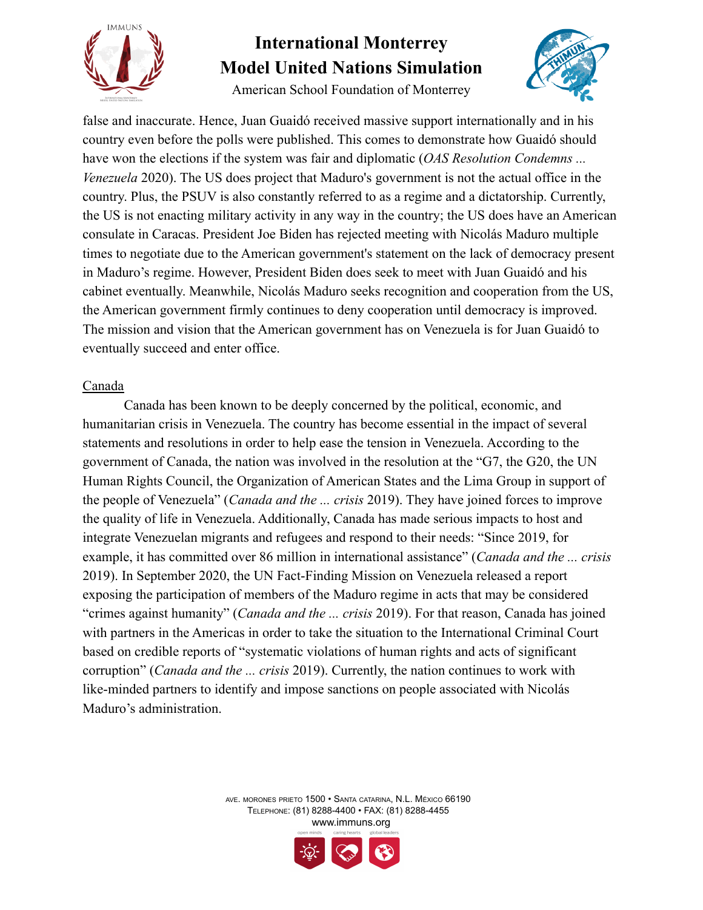false and inaccurate. Hence, Juan Guaidó received massive support internationally and in his country even before the polls were published. This comes to demonstrate how Guaidó should have won the elections if the system was fair and diplomatic (*OAS Resolution Condemns ... Venezuela* 2020). The US does project that Maduro's government is not the actual office in the country. Plus, the PSUV is also constantly referred to as a regime and a dictatorship. Currently, the US is not enacting military activity in any way in the country; the US does have an American consulate in Caracas. President Joe Biden has rejected meeting with Nicolás Maduro multiple times to negotiate due to the American government's statement on the lack of democracy present in Maduro's regime. However, President Biden does seek to meet with Juan Guaidó and his cabinet eventually. Meanwhile, Nicolás Maduro seeks recognition and cooperation from the US, the American government firmly continues to deny cooperation until democracy is improved. The mission and vision that the American government has on Venezuela is for Juan Guaidó to eventually succeed and enter office.

Canada

Canada has been known to be deeply concerned by the political, economic, and humanitarian crisis in Venezuela. The country has become essential in the impact of several statements and resolutions in order to help ease the tension in Venezuela. According to the government of Canada, the nation was involved in the resolution at the "G7, the G20, the UN Human Rights Council, the Organization of American States and the Lima Group in support of the people of Venezuela" (*Canada and the ... crisis* 2019). They have joined forces to improve the quality of life in Venezuela. Additionally, Canada has made serious impacts to host and integrate Venezuelan migrants and refugees and respond to their needs: "Since 2019, for example, it has committed over 86 million in international assistance" (*Canada and the ... crisis* 2019). In September 2020, the UN Fact-Finding Mission on Venezuela released a report exposing the participation of members of the Maduro regime in acts that may be considered "crimes against humanity" (*Canada and the ... crisis* 2019). For that reason, Canada has joined with partners in the Americas in order to take the situation to the International Criminal Court based on credible reports of "systematic violations of human rights and acts of significant corruption" (*Canada and the ... crisis* 2019). Currently, the nation continues to work with like-minded partners to identify and impose sanctions on people associated with Nicolás Maduro's administration.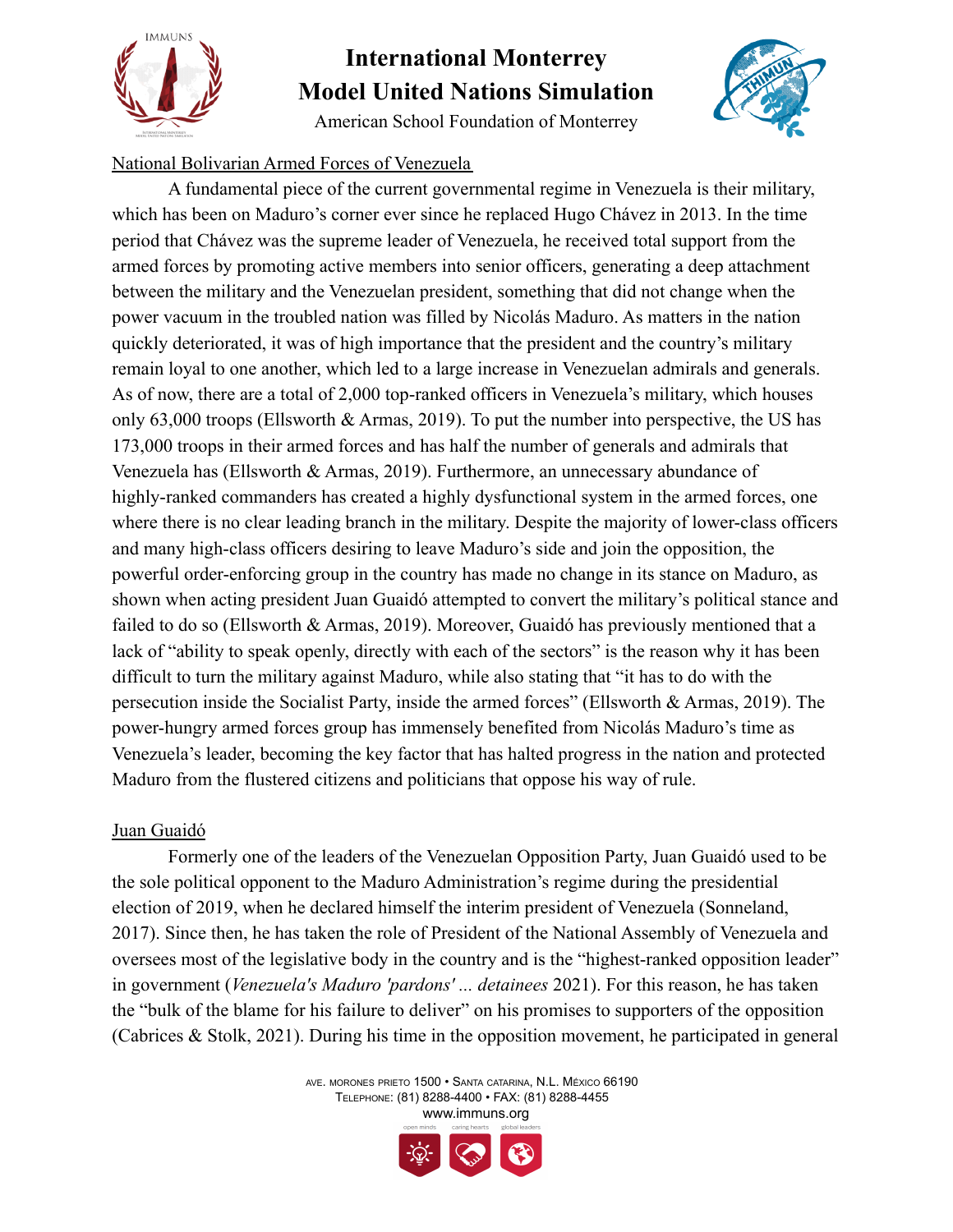National Bolivarian Armed Forces of Venezuela

A fundamental piece of the current governmental regime in Venezuela is their military, which has been on Maduro's corner ever since he replaced Hugo Chávez in 2013. In the time period that Chávez was the supreme leader of Venezuela, he received total support from the armed forces by promoting active members into senior officers, generating a deep attachment between the military and the Venezuelan president, something that did not change when the power vacuum in the troubled nation was filled by Nicolás Maduro. As matters in the nation quickly deteriorated, it was of high importance that the president and the country's military remain loyal to one another, which led to a large increase in Venezuelan admirals and generals. As of now, there are a total of 2,000 top-ranked officers in Venezuela's military, which houses only 63,000 troops (Ellsworth & Armas, 2019). To put the number into perspective, the US has 173,000 troops in their armed forces and has half the number of generals and admirals that Venezuela has (Ellsworth & Armas, 2019). Furthermore, an unnecessary abundance of highly-ranked commanders has created a highly dysfunctional system in the armed forces, one where there is no clear leading branch in the military. Despite the majority of lower-class officers and many high-class officers desiring to leave Maduro's side and join the opposition, the powerful order-enforcing group in the country has made no change in its stance on Maduro, as shown when acting president Juan Guaidó attempted to convert the military's political stance and failed to do so (Ellsworth & Armas, 2019). Moreover, Guaidó has previously mentioned that a lack of "ability to speak openly, directly with each of the sectors" is the reason why it has been difficult to turn the military against Maduro, while also stating that "it has to do with the persecution inside the Socialist Party, inside the armed forces" (Ellsworth & Armas, 2019). The power-hungry armed forces group has immensely benefited from Nicolás Maduro's time as Venezuela's leader, becoming the key factor that has halted progress in the nation and protected Maduro from the flustered citizens and politicians that oppose his way of rule.

Juan Guaidó

Formerly one of the leaders of the Venezuelan Opposition Party, Juan Guaidó used to be the sole political opponent to the Maduro Administration's regime during the presidential election of 2019, when he declared himself the interim president of Venezuela (Sonneland, 2017). Since then, he has taken the role of President of the National Assembly of Venezuela and oversees most of the legislative body in the country and is the "highest-ranked opposition leader" in government (*Venezuela's Maduro 'pardons' ... detainees* 2021). For this reason, he has taken the "bulk of the blame for his failure to deliver" on his promises to supporters of the opposition (Cabrices & Stolk, 2021). During his time in the opposition movement, he participated in general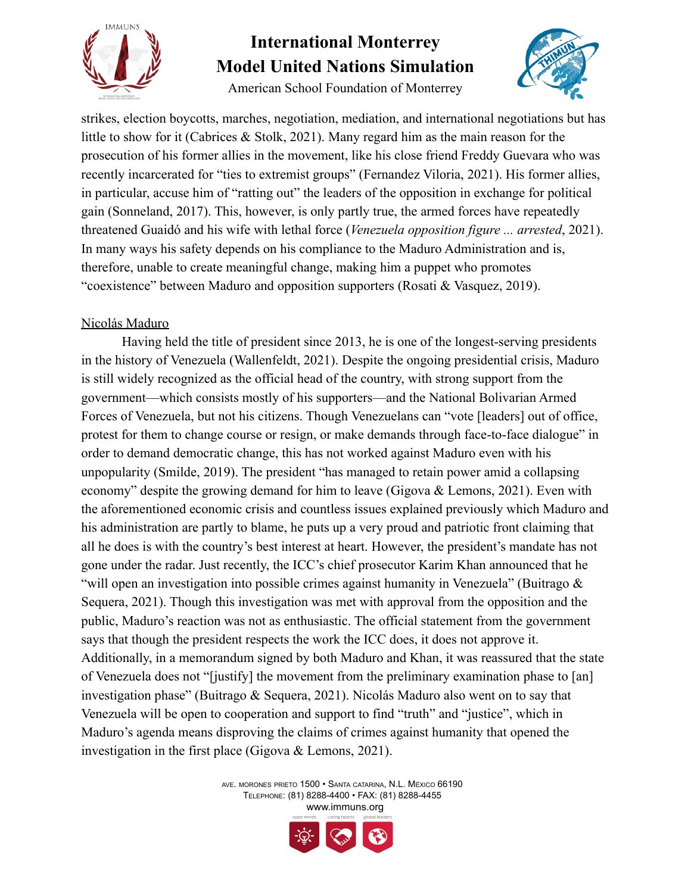strikes, election boycotts, marches, negotiation, mediation, and international negotiations but has little to show for it (Cabrices & Stolk, 2021). Many regard him as the main reason for the prosecution of his former allies in the movement, like his close friend Freddy Guevara who was recently incarcerated for "ties to extremist groups" (Fernandez Viloria, 2021). His former allies, in particular, accuse him of "ratting out" the leaders of the opposition in exchange for political gain (Sonneland, 2017). This, however, is only partly true, the armed forces have repeatedly threatened Guaidó and his wife with lethal force (*Venezuela opposition figure ... arrested*, 2021). In many ways his safety depends on his compliance to the Maduro Administration and is, therefore, unable to create meaningful change, making him a puppet who promotes "coexistence" between Maduro and opposition supporters (Rosati & Vasquez, 2019).

<u>Nicolás Maduro</u>

Having held the title of president since 2013, he is one of the longest-serving presidents in the history of Venezuela (Wallenfeldt, 2021). Despite the ongoing presidential crisis, Maduro is still widely recognized as the official head of the country, with strong support from the government—which consists mostly of his supporters—and the National Bolivarian Armed Forces of Venezuela, but not his citizens. Though Venezuelans can "vote [leaders] out of office, protest for them to change course or resign, or make demands through face-to-face dialogue" in order to demand democratic change, this has not worked against Maduro even with his unpopularity (Smilde, 2019). The president "has managed to retain power amid a collapsing economy" despite the growing demand for him to leave (Gigova & Lemons, 2021). Even with the aforementioned economic crisis and countless issues explained previously which Maduro and his administration are partly to blame, he puts up a very proud and patriotic front claiming that all he does is with the country's best interest at heart. However, the president's mandate has not gone under the radar. Just recently, the ICC's chief prosecutor Karim Khan announced that he "will open an investigation into possible crimes against humanity in Venezuela" (Buitrago & Sequera, 2021). Though this investigation was met with approval from the opposition and the public, Maduro's reaction was not as enthusiastic. The official statement from the government says that though the president respects the work the ICC does, it does not approve it. Additionally, in a memorandum signed by both Maduro and Khan, it was reassured that the state of Venezuela does not "[justify] the movement from the preliminary examination phase to [an] investigation phase" (Buitrago & Sequera, 2021). Nicolás Maduro also went on to say that Venezuela will be open to cooperation and support to find "truth" and "justice", which in Maduro's agenda means disproving the claims of crimes against humanity that opened the investigation in the first place (Gigova & Lemons, 2021).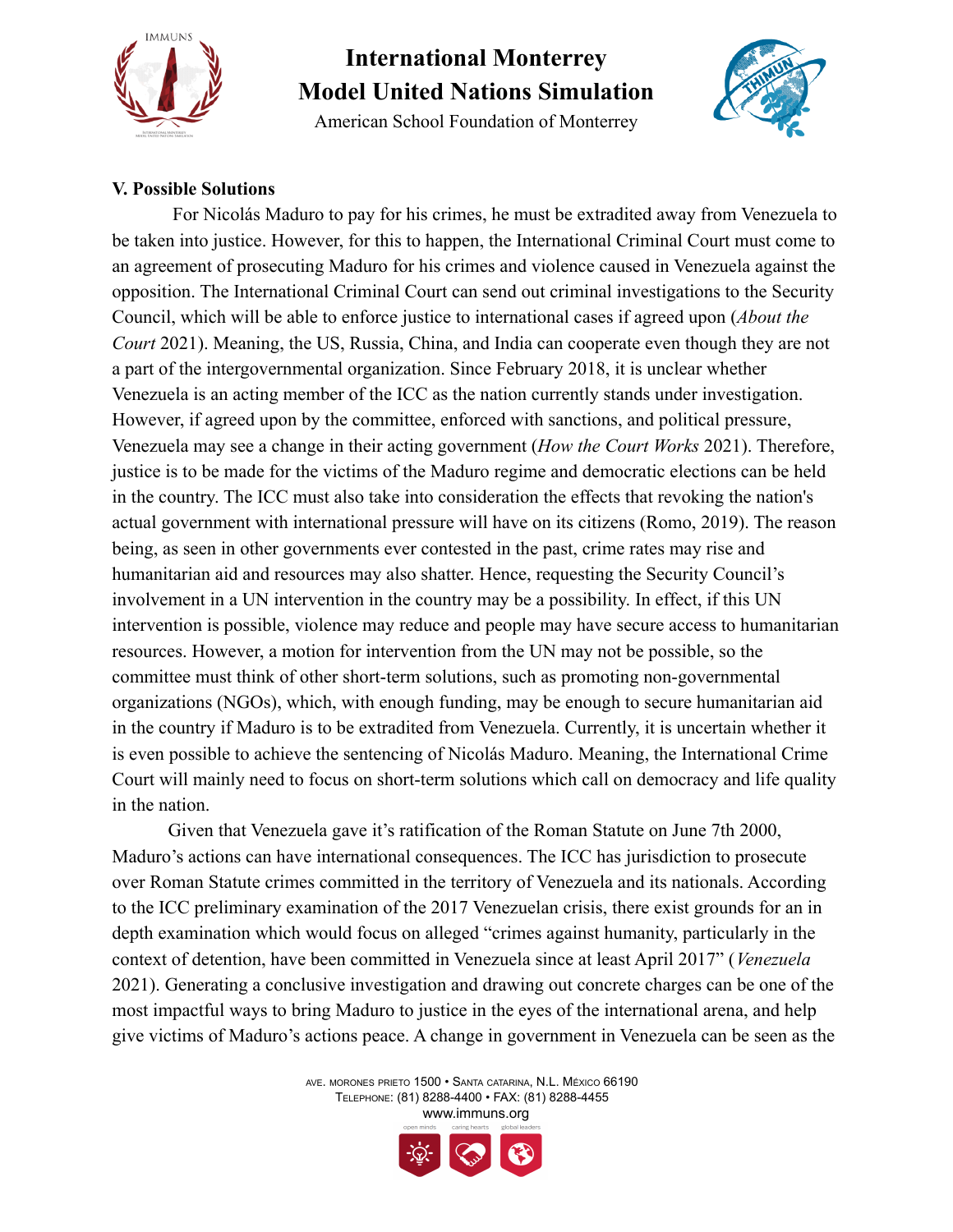### V. Possible Solutions

For Nicolás Maduro to pay for his crimes, he must be extradited away from Venezuela to be taken into justice. However, for this to happen, the International Criminal Court must come to an agreement of prosecuting Maduro for his crimes and violence caused in Venezuela against the opposition. The International Criminal Court can send out criminal investigations to the Security Council, which will be able to enforce justice to international cases if agreed upon (*About the Court* 2021). Meaning, the US, Russia, China, and India can cooperate even though they are not a part of the intergovernmental organization. Since February 2018, it is unclear whether Venezuela is an acting member of the ICC as the nation currently stands under investigation. However, if agreed upon by the committee, enforced with sanctions, and political pressure, Venezuela may see a change in their acting government (*How the Court Works* 2021). Therefore, justice is to be made for the victims of the Maduro regime and democratic elections can be held in the country. The ICC must also take into consideration the effects that revoking the nation's actual government with international pressure will have on its citizens (Romo, 2019). The reason being, as seen in other governments ever contested in the past, crime rates may rise and humanitarian aid and resources may also shatter. Hence, requesting the Security Council's involvement in a UN intervention in the country may be a possibility. In effect, if this UN intervention is possible, violence may reduce and people may have secure access to humanitarian resources. However, a motion for intervention from the UN may not be possible, so the committee must think of other short-term solutions, such as promoting non-governmental organizations (NGOs), which, with enough funding, may be enough to secure humanitarian aid in the country if Maduro is to be extradited from Venezuela. Currently, it is uncertain whether it is even possible to achieve the sentencing of Nicolás Maduro. Meaning, the International Crime Court will mainly need to focus on short-term solutions which call on democracy and life quality in the nation.

Given that Venezuela gave it's ratification of the Roman Statute on June 7th 2000, Maduro's actions can have international consequences. The ICC has jurisdiction to prosecute over Roman Statute crimes committed in the territory of Venezuela and its nationals. According to the ICC preliminary examination of the 2017 Venezuelan crisis, there exist grounds for an in depth examination which would focus on alleged "crimes against humanity, particularly in the context of detention, have been committed in Venezuela since at least April 2017" (*Venezuela* 2021). Generating a conclusive investigation and drawing out concrete charges can be one of the most impactful ways to bring Maduro to justice in the eyes of the international arena, and help give victims of Maduro's actions peace. A change in government in Venezuela can be seen as the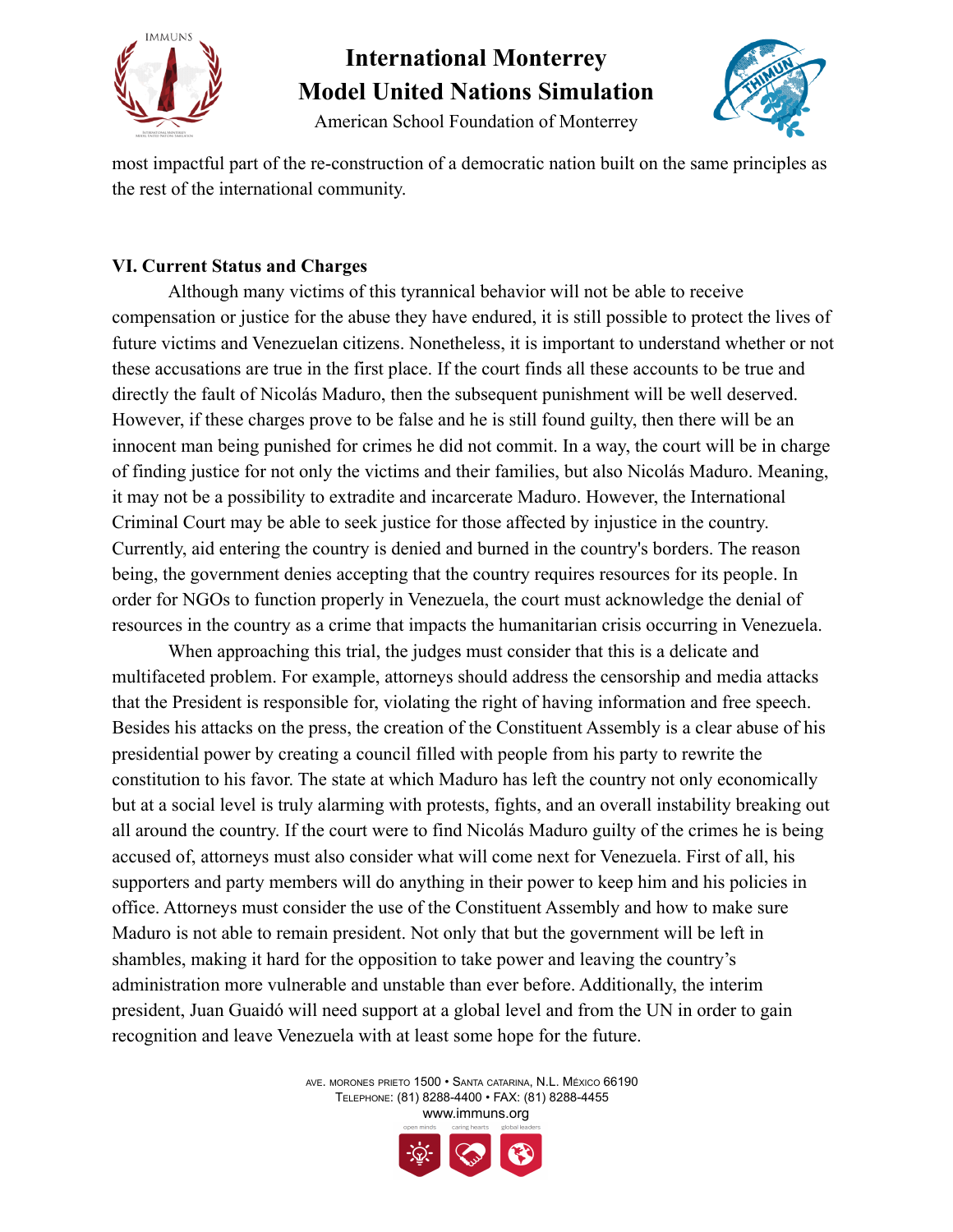most impactful part of the re-construction of a democratic nation built on the same principles as the rest of the international community.

## VI. Current Status and Charges

Although many victims of this tyrannical behavior will not be able to receive compensation or justice for the abuse they have endured, it is still possible to protect the lives of future victims and Venezuelan citizens. Nonetheless, it is important to understand whether or not these accusations are true in the first place. If the court finds all these accounts to be true and directly the fault of Nicolás Maduro, then the subsequent punishment will be well deserved. However, if these charges prove to be false and he is still found guilty, then there will be an innocent man being punished for crimes he did not commit. In a way, the court will be in charge of finding justice for not only the victims and their families, but also Nicolás Maduro. Meaning, it may not be a possibility to extradite and incarcerate Maduro. However, the International Criminal Court may be able to seek justice for those affected by injustice in the country. Currently, aid entering the country is denied and burned in the country's borders. The reason being, the government denies accepting that the country requires resources for its people. In order for NGOs to function properly in Venezuela, the court must acknowledge the denial of resources in the country as a crime that impacts the humanitarian crisis occurring in Venezuela.

When approaching this trial, the judges must consider that this is a delicate and multifaceted problem. For example, attorneys should address the censorship and media attacks that the President is responsible for, violating the right of having information and free speech. Besides his attacks on the press, the creation of the Constituent Assembly is a clear abuse of his presidential power by creating a council filled with people from his party to rewrite the constitution to his favor. The state at which Maduro has left the country not only economically but at a social level is truly alarming with protests, fights, and an overall instability breaking out all around the country. If the court were to find Nicolás Maduro guilty of the crimes he is being accused of, attorneys must also consider what will come next for Venezuela. First of all, his supporters and party members will do anything in their power to keep him and his policies in office. Attorneys must consider the use of the Constituent Assembly and how to make sure Maduro is not able to remain president. Not only that but the government will be left in shambles, making it hard for the opposition to take power and leaving the country's administration more vulnerable and unstable than ever before. Additionally, the interim president, Juan Guaidó will need support at a global level and from the UN in order to gain recognition and leave Venezuela with at least some hope for the future.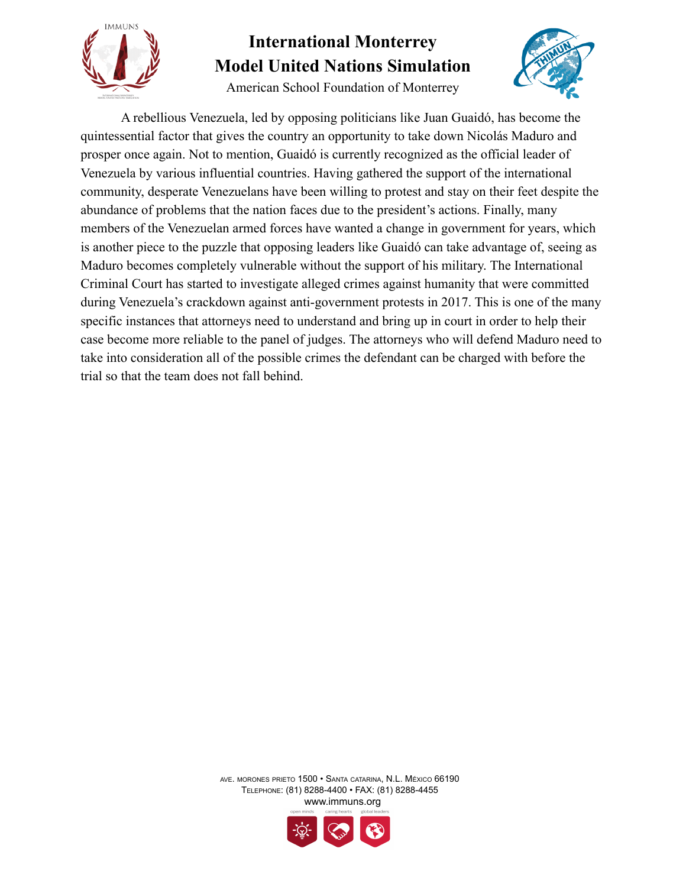A rebellious Venezuela, led by opposing politicians like Juan Guaidó, has become the quintessential factor that gives the country an opportunity to take down Nicolás Maduro and prosper once again. Not to mention, Guaidó is currently recognized as the official leader of Venezuela by various influential countries. Having gathered the support of the international community, desperate Venezuelans have been willing to protest and stay on their feet despite the abundance of problems that the nation faces due to the president's actions. Finally, many members of the Venezuelan armed forces have wanted a change in government for years, which is another piece to the puzzle that opposing leaders like Guaidó can take advantage of, seeing as Maduro becomes completely vulnerable without the support of his military. The International Criminal Court has started to investigate alleged crimes against humanity that were committed during Venezuela's crackdown against anti-government protests in 2017. This is one of the many specific instances that attorneys need to understand and bring up in court in order to help their case become more reliable to the panel of judges. The attorneys who will defend Maduro need to take into consideration all of the possible crimes the defendant can be charged with before the trial so that the team does not fall behind.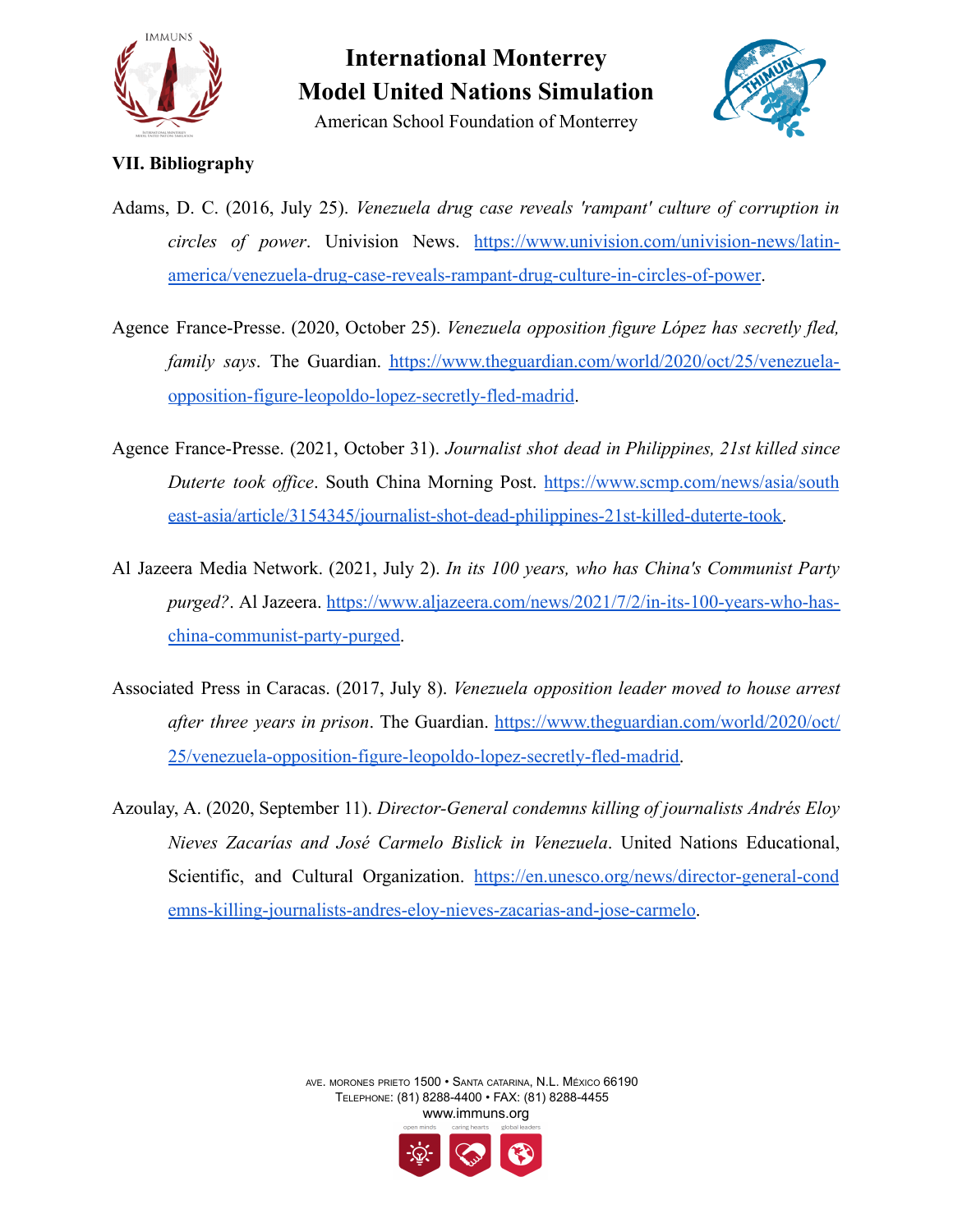## VII. Bibliography

Adams, D. C. (2016, July 25). *Venezuela drug case reveals 'rampant' culture of corruption in circles of power*. Univision News. https://www.univision.com/univision-news/latin-america/venezuela-drug-case-reveals-rampant-drug-culture-in-circles-of-power.

Agence France-Presse. (2020, October 25). *Venezuela opposition figure López has secretly fled, family says*. The Guardian. https://www.theguardian.com/world/2020/oct/25/venezuela-opposition-figure-leopoldo-lopez-secretly-fled-madrid.

Agence France-Presse. (2021, October 31). *Journalist shot dead in Philippines, 21st killed since Duterte took office*. South China Morning Post. https://www.scmp.com/news/asia/southeast-asia/article/3154345/journalist-shot-dead-philippines-21st-killed-duterte-took.

Al Jazeera Media Network. (2021, July 2). *In its 100 years, who has China's Communist Party purged?*. Al Jazeera. https://www.aljazeera.com/news/2021/7/2/in-its-100-years-who-has-china-communist-party-purged.

Associated Press in Caracas. (2017, July 8). *Venezuela opposition leader moved to house arrest after three years in prison*. The Guardian. https://www.theguardian.com/world/2020/oct/25/venezuela-opposition-figure-leopoldo-lopez-secretly-fled-madrid.

Azoulay, A. (2020, September 11). *Director-General condemns killing of journalists Andrés Eloy Nieves Zacarías and José Carmelo Bislick in Venezuela*. United Nations Educational, Scientific, and Cultural Organization. https://en.unesco.org/news/director-general-condemns-killing-journalists-andres-eloy-nieves-zacarias-and-jose-carmelo.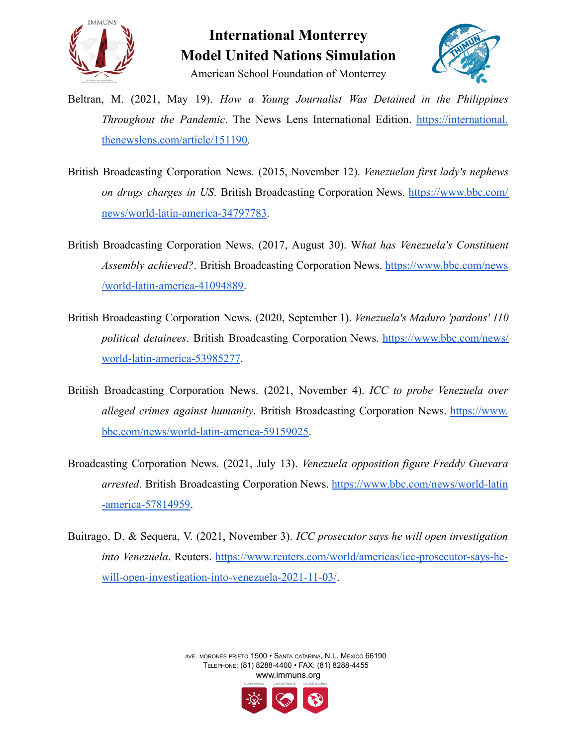Beltran, M. (2021, May 19). *How a Young Journalist Was Detained in the Philippines Throughout the Pandemic*. The News Lens International Edition. https://international.thenewslens.com/article/151190.

British Broadcasting Corporation News. (2015, November 12). *Venezuelan first lady's nephews on drugs charges in US*. British Broadcasting Corporation News. https://www.bbc.com/news/world-latin-america-34797783.

British Broadcasting Corporation News. (2017, August 30). W*hat has Venezuela's Constituent Assembly achieved?*. British Broadcasting Corporation News. https://www.bbc.com/news/world-latin-america-41094889.

British Broadcasting Corporation News. (2020, September 1). *Venezuela's Maduro 'pardons' 110 political detainees*. British Broadcasting Corporation News. https://www.bbc.com/news/world-latin-america-53985277.

British Broadcasting Corporation News. (2021, November 4). *ICC to probe Venezuela over alleged crimes against humanity*. British Broadcasting Corporation News. https://www.bbc.com/news/world-latin-america-59159025.

Broadcasting Corporation News. (2021, July 13). *Venezuela opposition figure Freddy Guevara arrested*. British Broadcasting Corporation News. https://www.bbc.com/news/world-latin-america-57814959.

Buitrago, D. & Sequera, V. (2021, November 3). *ICC prosecutor says he will open investigation into Venezuela*. Reuters. https://www.reuters.com/world/americas/icc-prosecutor-says-he-will-open-investigation-into-venezuela-2021-11-03/.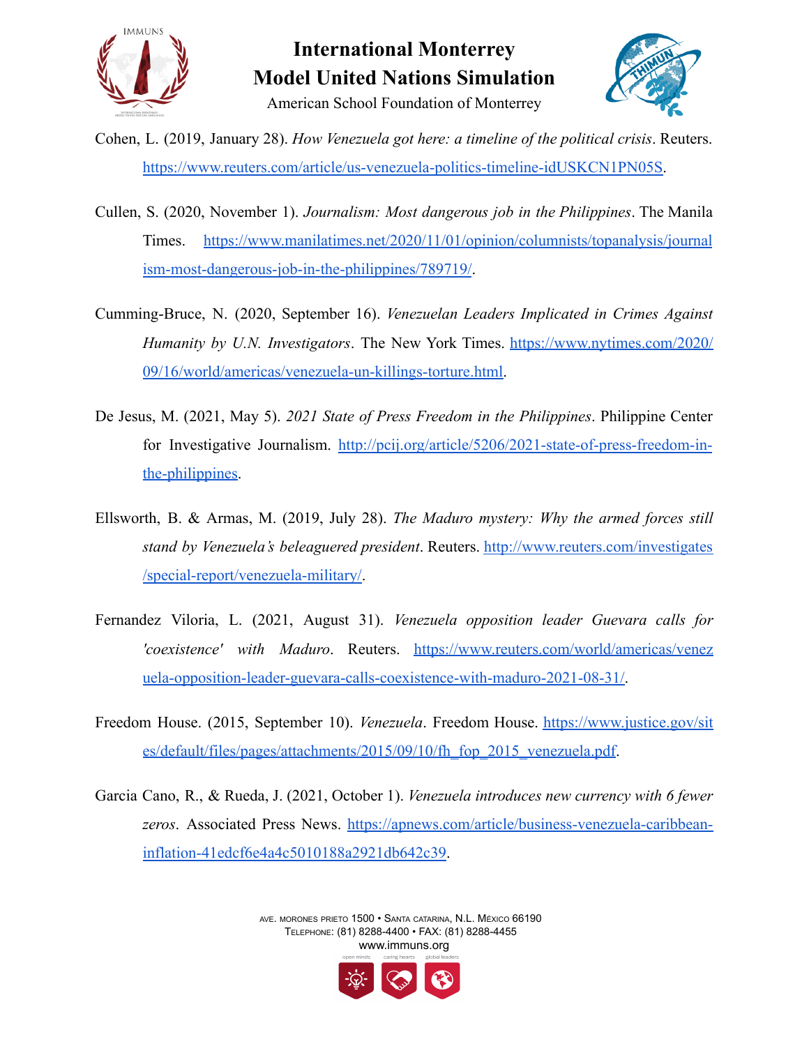Cohen, L. (2019, January 28). *How Venezuela got here: a timeline of the political crisis*. Reuters. https://www.reuters.com/article/us-venezuela-politics-timeline-idUSKCN1PN05S.

Cullen, S. (2020, November 1). *Journalism: Most dangerous job in the Philippines*. The Manila Times. https://www.manilatimes.net/2020/11/01/opinion/columnists/topanalysis/journalism-most-dangerous-job-in-the-philippines/789719/.

Cumming-Bruce, N. (2020, September 16). *Venezuelan Leaders Implicated in Crimes Against Humanity by U.N. Investigators*. The New York Times. https://www.nytimes.com/2020/09/16/world/americas/venezuela-un-killings-torture.html.

De Jesus, M. (2021, May 5). *2021 State of Press Freedom in the Philippines*. Philippine Center for Investigative Journalism. http://pcij.org/article/5206/2021-state-of-press-freedom-in-the-philippines.

Ellsworth, B. & Armas, M. (2019, July 28). *The Maduro mystery: Why the armed forces still stand by Venezuela's beleaguered president*. Reuters. http://www.reuters.com/investigates/special-report/venezuela-military/.

Fernandez Viloria, L. (2021, August 31). *Venezuela opposition leader Guevara calls for 'coexistence' with Maduro*. Reuters. https://www.reuters.com/world/americas/venezuela-opposition-leader-guevara-calls-coexistence-with-maduro-2021-08-31/.

Freedom House. (2015, September 10). *Venezuela*. Freedom House. https://www.justice.gov/sites/default/files/pages/attachments/2015/09/10/fh_fop_2015_venezuela.pdf.

Garcia Cano, R., & Rueda, J. (2021, October 1). *Venezuela introduces new currency with 6 fewer zeros*. Associated Press News. https://apnews.com/article/business-venezuela-caribbean-inflation-41edcf6e4a4c5010188a2921db642c39.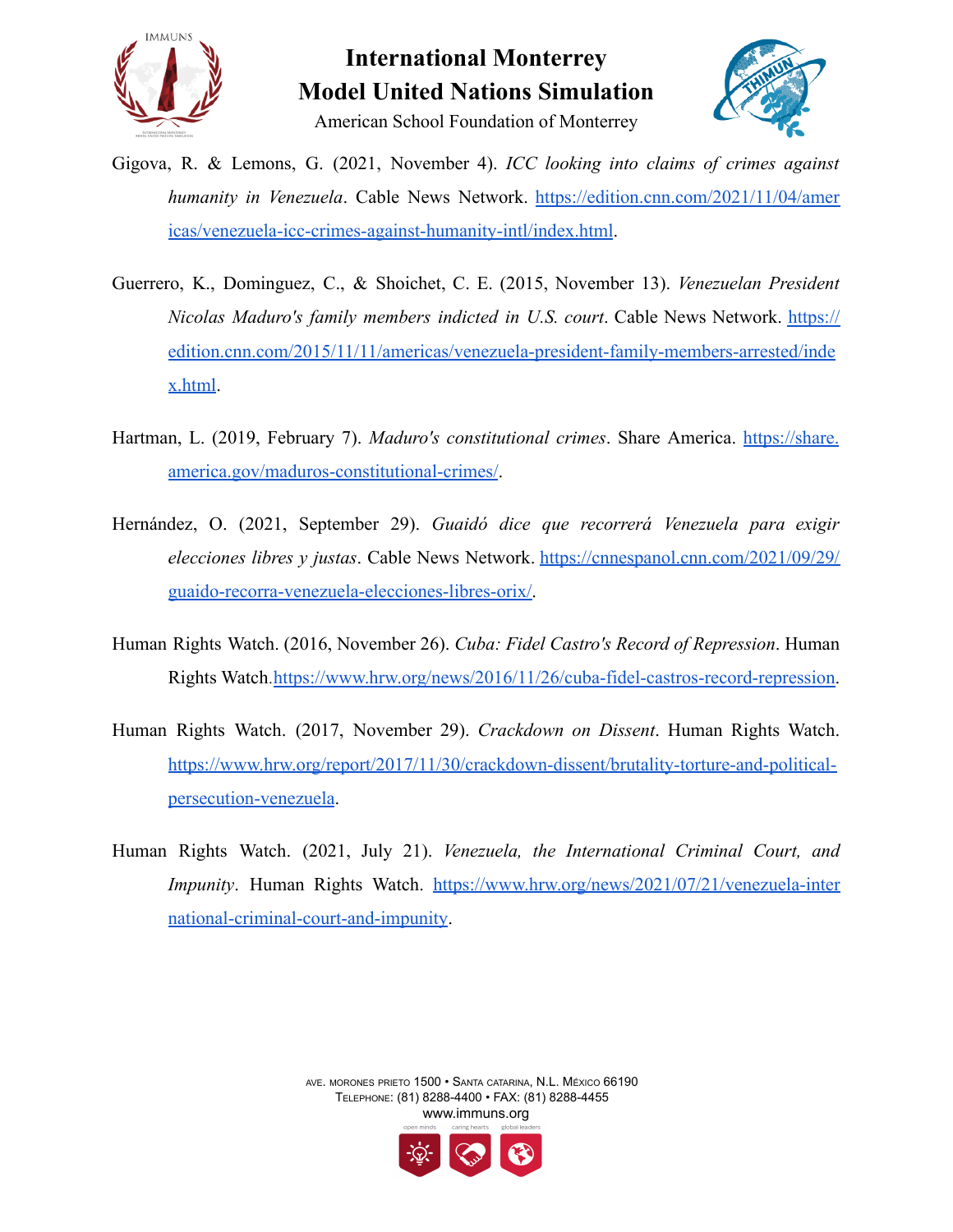Gigova, R. & Lemons, G. (2021, November 4). *ICC looking into claims of crimes against humanity in Venezuela*. Cable News Network. https://edition.cnn.com/2021/11/04/americas/venezuela-icc-crimes-against-humanity-intl/index.html.

Guerrero, K., Dominguez, C., & Shoichet, C. E. (2015, November 13). *Venezuelan President Nicolas Maduro's family members indicted in U.S. court*. Cable News Network. https://edition.cnn.com/2015/11/11/americas/venezuela-president-family-members-arrested/index.html.

Hartman, L. (2019, February 7). *Maduro's constitutional crimes*. Share America. https://share.america.gov/maduros-constitutional-crimes/.

Hernández, O. (2021, September 29). *Guaidó dice que recorrerá Venezuela para exigir elecciones libres y justas*. Cable News Network. https://cnnespanol.cnn.com/2021/09/29/guaido-recorra-venezuela-elecciones-libres-orix/.

Human Rights Watch. (2016, November 26). *Cuba: Fidel Castro's Record of Repression*. Human Rights Watch.https://www.hrw.org/news/2016/11/26/cuba-fidel-castros-record-repression.

Human Rights Watch. (2017, November 29). *Crackdown on Dissent*. Human Rights Watch. https://www.hrw.org/report/2017/11/30/crackdown-dissent/brutality-torture-and-political-persecution-venezuela.

Human Rights Watch. (2021, July 21). *Venezuela, the International Criminal Court, and Impunity*. Human Rights Watch. https://www.hrw.org/news/2021/07/21/venezuela-international-criminal-court-and-impunity.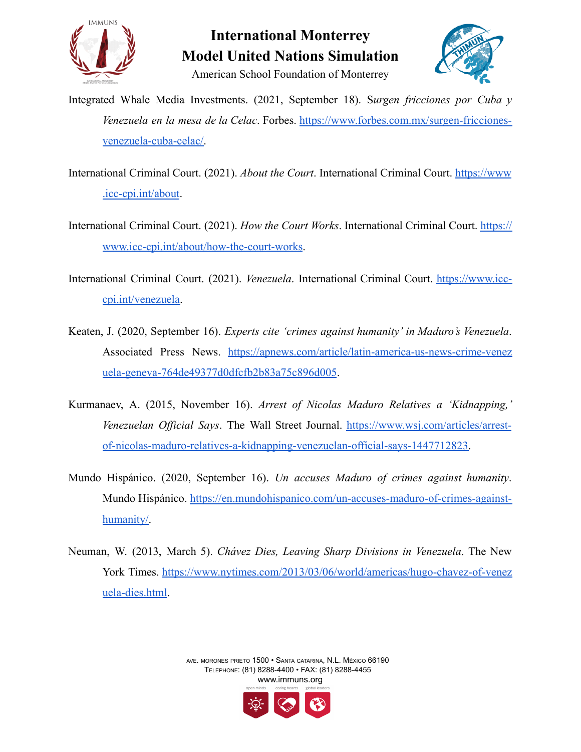Integrated Whale Media Investments. (2021, September 18). S*urgen fricciones por Cuba y Venezuela en la mesa de la Celac*. Forbes. https://www.forbes.com.mx/surgen-fricciones-venezuela-cuba-celac/.

International Criminal Court. (2021). *About the Court*. International Criminal Court. https://www.icc-cpi.int/about.

International Criminal Court. (2021). *How the Court Works*. International Criminal Court. https://www.icc-cpi.int/about/how-the-court-works.

International Criminal Court. (2021). *Venezuela*. International Criminal Court. https://www.icc-cpi.int/venezuela.

Keaten, J. (2020, September 16). *Experts cite 'crimes against humanity' in Maduro's Venezuela*. Associated Press News. https://apnews.com/article/latin-america-us-news-crime-venezuela-geneva-764de49377d0dfcfb2b83a75c896d005.

Kurmanaev, A. (2015, November 16). *Arrest of Nicolas Maduro Relatives a 'Kidnapping,' Venezuelan Official Says*. The Wall Street Journal. https://www.wsj.com/articles/arrest-of-nicolas-maduro-relatives-a-kidnapping-venezuelan-official-says-1447712823.

Mundo Hispánico. (2020, September 16). *Un accuses Maduro of crimes against humanity*. Mundo Hispánico. https://en.mundohispanico.com/un-accuses-maduro-of-crimes-against-humanity/.

Neuman, W. (2013, March 5). *Chávez Dies, Leaving Sharp Divisions in Venezuela*. The New York Times. https://www.nytimes.com/2013/03/06/world/americas/hugo-chavez-of-venezuela-dies.html.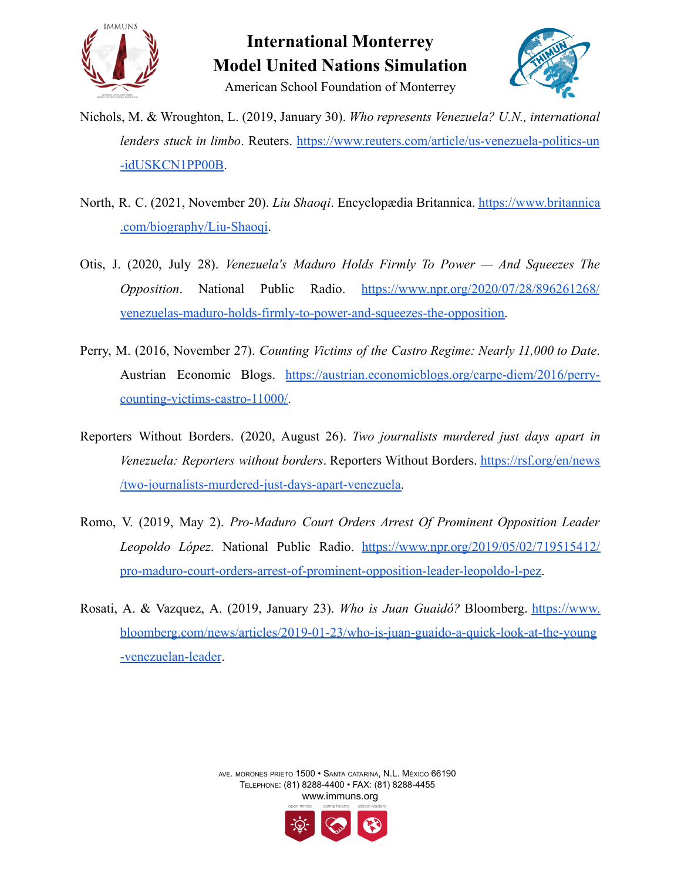Nichols, M. & Wroughton, L. (2019, January 30). *Who represents Venezuela? U.N., international lenders stuck in limbo*. Reuters. [https://www.reuters.com/article/us-venezuela-politics-un-idUSKCN1PP00B](https://www.reuters.com/article/us-venezuela-politics-un-idUSKCN1PP00B).

North, R. C. (2021, November 20). *Liu Shaoqi*. Encyclopædia Britannica. [https://www.britannica.com/biography/Liu-Shaoqi](https://www.britannica.com/biography/Liu-Shaoqi).

Otis, J. (2020, July 28). *Venezuela's Maduro Holds Firmly To Power — And Squeezes The Opposition*. National Public Radio. [https://www.npr.org/2020/07/28/896261268/venezuelas-maduro-holds-firmly-to-power-and-squeezes-the-opposition](https://www.npr.org/2020/07/28/896261268/venezuelas-maduro-holds-firmly-to-power-and-squeezes-the-opposition).

Perry, M. (2016, November 27). *Counting Victims of the Castro Regime: Nearly 11,000 to Date*. Austrian Economic Blogs. [https://austrian.economicblogs.org/carpe-diem/2016/perry-counting-victims-castro-11000/](https://austrian.economicblogs.org/carpe-diem/2016/perry-counting-victims-castro-11000/).

Reporters Without Borders. (2020, August 26). *Two journalists murdered just days apart in Venezuela: Reporters without borders*. Reporters Without Borders. [https://rsf.org/en/news/two-journalists-murdered-just-days-apart-venezuela](https://rsf.org/en/news/two-journalists-murdered-just-days-apart-venezuela).

Romo, V. (2019, May 2). *Pro-Maduro Court Orders Arrest Of Prominent Opposition Leader Leopoldo López*. National Public Radio. [https://www.npr.org/2019/05/02/719515412/pro-maduro-court-orders-arrest-of-prominent-opposition-leader-leopoldo-l-pez](https://www.npr.org/2019/05/02/719515412/pro-maduro-court-orders-arrest-of-prominent-opposition-leader-leopoldo-l-pez).

Rosati, A. & Vazquez, A. (2019, January 23). *Who is Juan Guaidó?* Bloomberg. [https://www.bloomberg.com/news/articles/2019-01-23/who-is-juan-guaido-a-quick-look-at-the-young-venezuelan-leader](https://www.bloomberg.com/news/articles/2019-01-23/who-is-juan-guaido-a-quick-look-at-the-young-venezuelan-leader).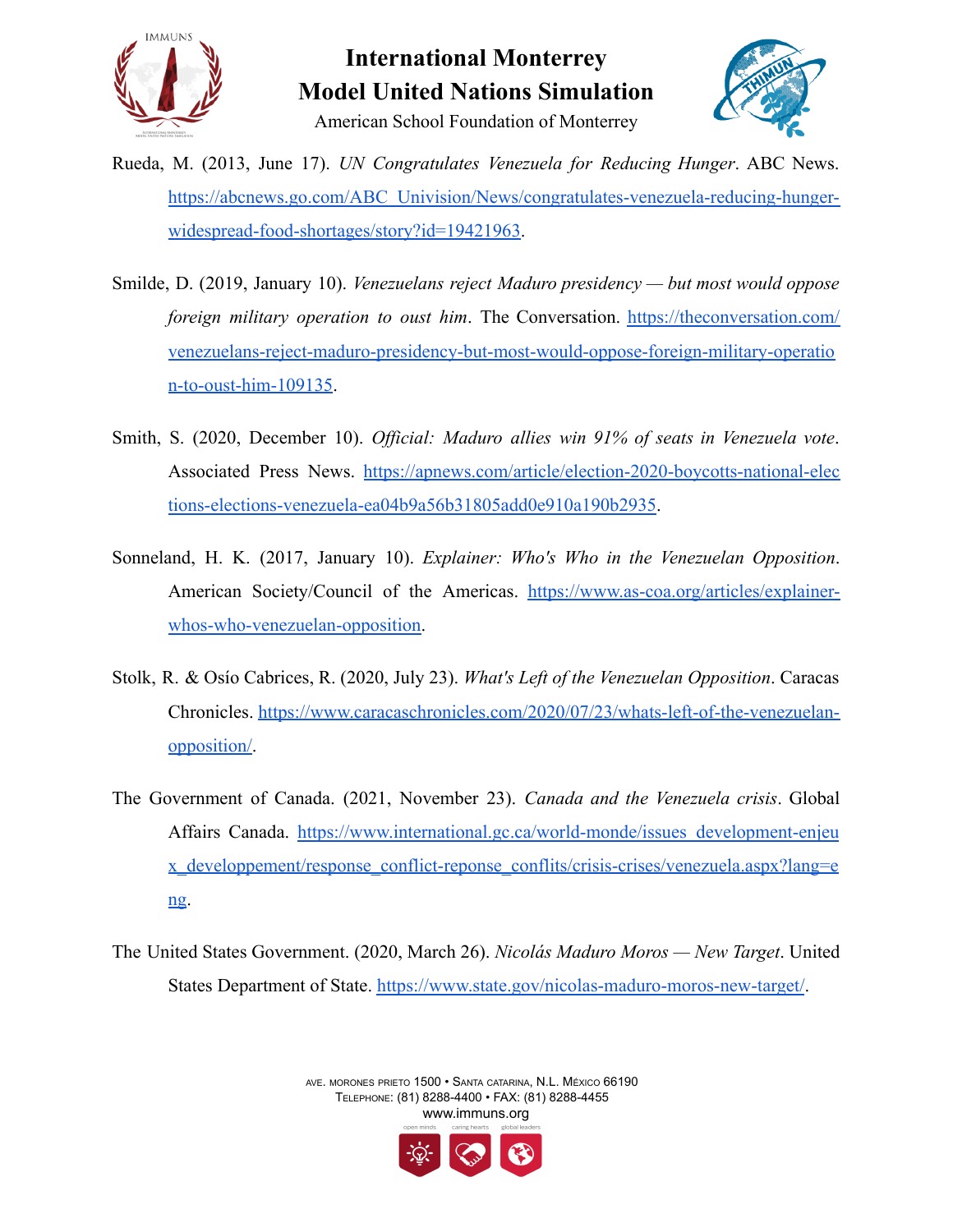Rueda, M. (2013, June 17). *UN Congratulates Venezuela for Reducing Hunger*. ABC News. https://abcnews.go.com/ABC_Univision/News/congratulates-venezuela-reducing-hunger-widespread-food-shortages/story?id=19421963.

Smilde, D. (2019, January 10). *Venezuelans reject Maduro presidency — but most would oppose foreign military operation to oust him*. The Conversation. https://theconversation.com/venezuelans-reject-maduro-presidency-but-most-would-oppose-foreign-military-operation-to-oust-him-109135.

Smith, S. (2020, December 10). *Official: Maduro allies win 91% of seats in Venezuela vote*. Associated Press News. https://apnews.com/article/election-2020-boycotts-national-elections-elections-venezuela-ea04b9a56b31805add0e910a190b2935.

Sonneland, H. K. (2017, January 10). *Explainer: Who's Who in the Venezuelan Opposition*. American Society/Council of the Americas. https://www.as-coa.org/articles/explainer-whos-who-venezuelan-opposition.

Stolk, R. & Osío Cabrices, R. (2020, July 23). *What's Left of the Venezuelan Opposition*. Caracas Chronicles. https://www.caracaschronicles.com/2020/07/23/whats-left-of-the-venezuelan-opposition/.

The Government of Canada. (2021, November 23). *Canada and the Venezuela crisis*. Global Affairs Canada. https://www.international.gc.ca/world-monde/issues_development-enjeux_developpement/response_conflict-reponse_conflits/crisis-crises/venezuela.aspx?lang=eng.

The United States Government. (2020, March 26). *Nicolás Maduro Moros — New Target*. United States Department of State. https://www.state.gov/nicolas-maduro-moros-new-target/.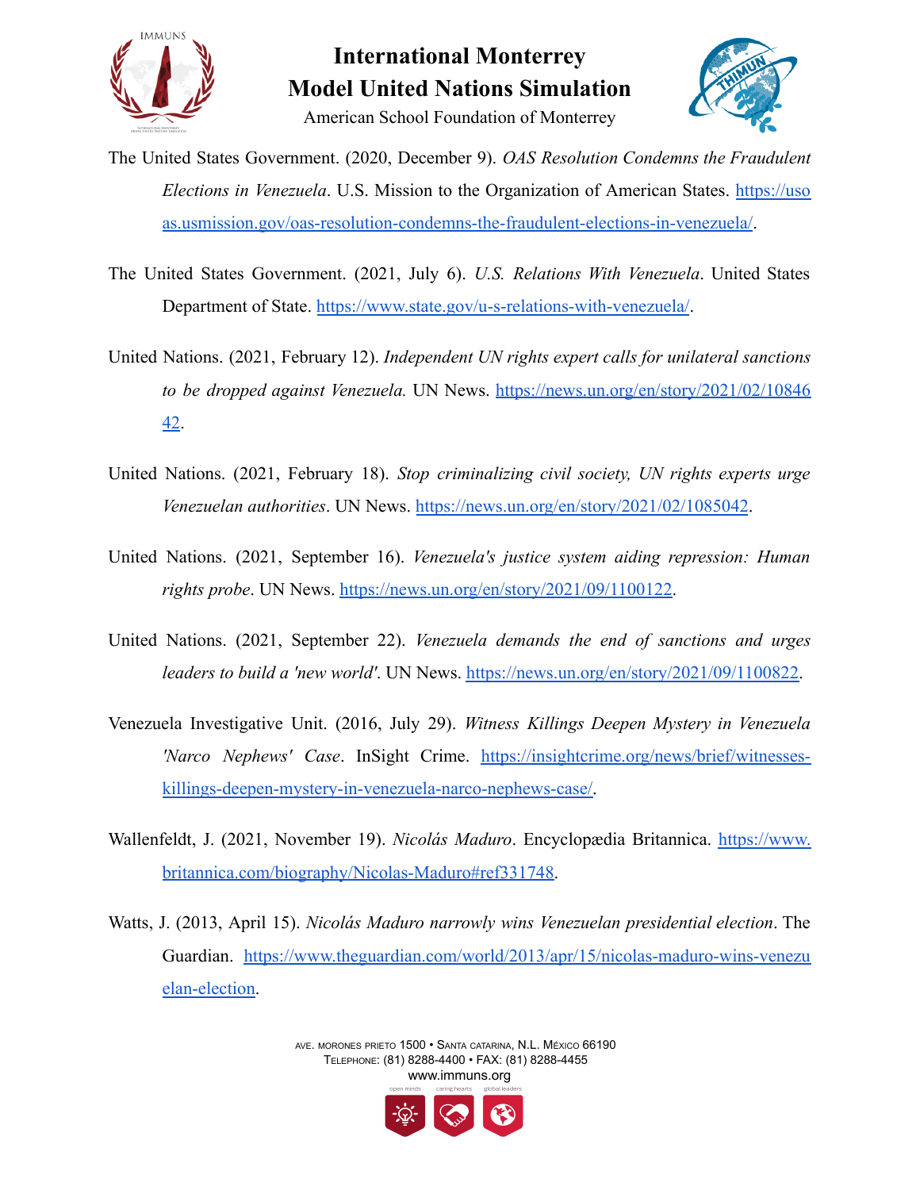The United States Government. (2020, December 9). *OAS Resolution Condemns the Fraudulent Elections in Venezuela*. U.S. Mission to the Organization of American States. https://usoas.usmission.gov/oas-resolution-condemns-the-fraudulent-elections-in-venezuela/.

The United States Government. (2021, July 6). *U.S. Relations With Venezuela*. United States Department of State. https://www.state.gov/u-s-relations-with-venezuela/.

United Nations. (2021, February 12). *Independent UN rights expert calls for unilateral sanctions to be dropped against Venezuela.* UN News. https://news.un.org/en/story/2021/02/1084642.

United Nations. (2021, February 18). *Stop criminalizing civil society, UN rights experts urge Venezuelan authorities*. UN News. https://news.un.org/en/story/2021/02/1085042.

United Nations. (2021, September 16). *Venezuela's justice system aiding repression: Human rights probe*. UN News. https://news.un.org/en/story/2021/09/1100122.

United Nations. (2021, September 22). *Venezuela demands the end of sanctions and urges leaders to build a 'new world'*. UN News. https://news.un.org/en/story/2021/09/1100822.

Venezuela Investigative Unit. (2016, July 29). *Witness Killings Deepen Mystery in Venezuela 'Narco Nephews' Case*. InSight Crime. https://insightcrime.org/news/brief/witnesses-killings-deepen-mystery-in-venezuela-narco-nephews-case/.

Wallenfeldt, J. (2021, November 19). *Nicolás Maduro*. Encyclopædia Britannica. https://www.britannica.com/biography/Nicolas-Maduro#ref331748.

Watts, J. (2013, April 15). *Nicolás Maduro narrowly wins Venezuelan presidential election*. The Guardian. https://www.theguardian.com/world/2013/apr/15/nicolas-maduro-wins-venezuelan-election.